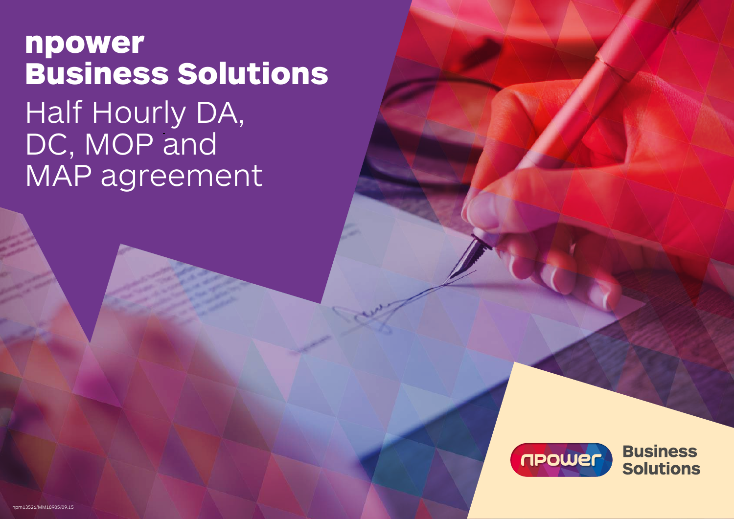# npower Business Solutions

## Half Hourly DA, DC, MOP and MAP agreement

npower Business Solutions

npm13526/MM18905/09.15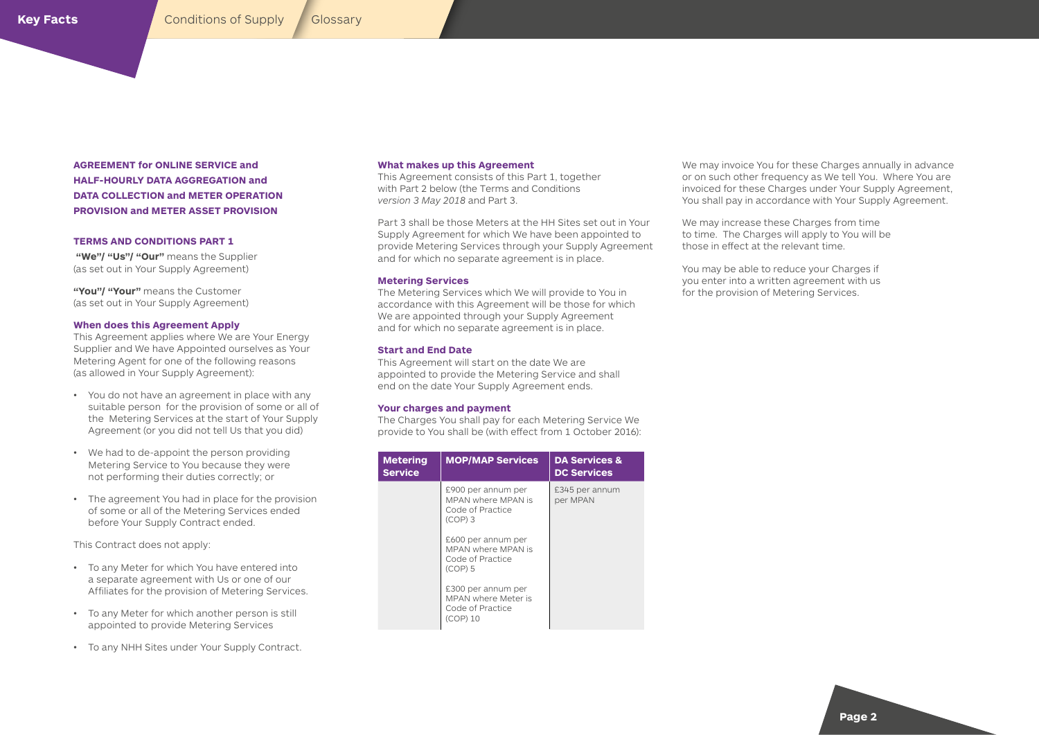## AGREEMENT for ONLINE SERVICE and HALF-HOURLY DATA AGGREGATION and DATA COLLECTION and METER OPERATION PROVISION and METER ASSET PROVISION

### TERMS AND CONDITIONS PART 1

**"We"/ "Us"/ "Our"** means the Supplier (as set out in Your Supply Agreement)

**"You"/ "Your"** means the Customer (as set out in Your Supply Agreement)

### When does this Agreement Apply

This Agreement applies where We are Your Energy Supplier and We have Appointed ourselves as Your Metering Agent for one of the following reasons (as allowed in Your Supply Agreement):

- You do not have an agreement in place with any suitable person for the provision of some or all of the Metering Services at the start of Your Supply Agreement (or you did not tell Us that you did)
- We had to de-appoint the person providing Metering Service to You because they were not performing their duties correctly; or
- The agreement You had in place for the provision of some or all of the Metering Services ended before Your Supply Contract ended.

This Contract does not apply:

- To any Meter for which You have entered into a separate agreement with Us or one of our Affiliates for the provision of Metering Services.
- To any Meter for which another person is still appointed to provide Metering Services
- To any NHH Sites under Your Supply Contract.

### What makes up this Agreement

This Agreement consists of this Part 1, together with Part 2 below (the Terms and Conditions *version 3 May 2018* and Part 3.

Part 3 shall be those Meters at the HH Sites set out in Your Supply Agreement for which We have been appointed to provide Metering Services through your Supply Agreement and for which no separate agreement is in place.

### Metering Services

The Metering Services which We will provide to You in accordance with this Agreement will be those for which We are appointed through your Supply Agreement and for which no separate agreement is in place.

### Start and End Date

This Agreement will start on the date We are appointed to provide the Metering Service and shall end on the date Your Supply Agreement ends.

### Your charges and payment

The Charges You shall pay for each Metering Service We provide to You shall be (with effect from 1 October 2016):

| Metering Service | MOP/MAP Services | DA Services & DC Services |
|---|---|---|
| | £900 per annum per MPAN where MPAN is Code of Practice (COP) 3<br><br>£600 per annum per MPAN where MPAN is Code of Practice (COP) 5<br><br>£300 per annum per MPAN where Meter is Code of Practice (COP) 10 | £345 per annum per MPAN |

We may invoice You for these Charges annually in advance or on such other frequency as We tell You. Where You are invoiced for these Charges under Your Supply Agreement, You shall pay in accordance with Your Supply Agreement.

We may increase these Charges from time to time. The Charges will apply to You will be those in effect at the relevant time.

You may be able to reduce your Charges if you enter into a written agreement with us for the provision of Metering Services.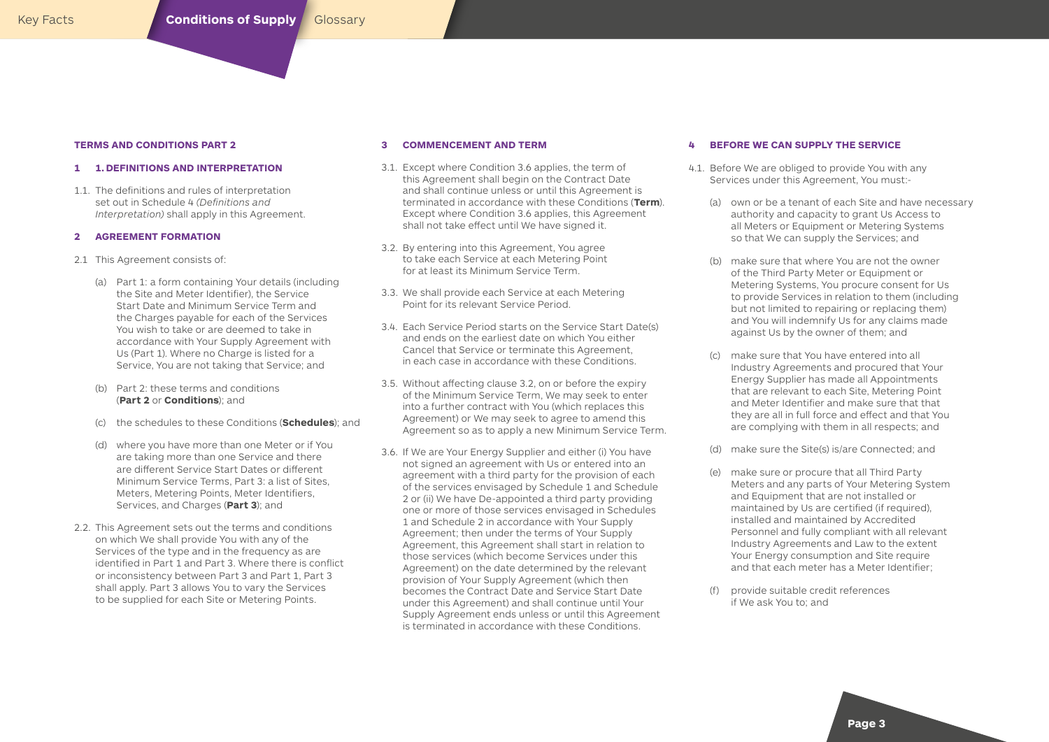## TERMS AND CONDITIONS PART 2

### 1 1. DEFINITIONS AND INTERPRETATION

1.1. The definitions and rules of interpretation set out in Schedule 4 *(Definitions and Interpretation)* shall apply in this Agreement.

### 2 AGREEMENT FORMATION

2.1 This Agreement consists of:

(a) Part 1: a form containing Your details (including the Site and Meter Identifier), the Service Start Date and Minimum Service Term and the Charges payable for each of the Services You wish to take or are deemed to take in accordance with Your Supply Agreement with Us (Part 1). Where no Charge is listed for a Service, You are not taking that Service; and

(b) Part 2: these terms and conditions (**Part 2** or **Conditions**); and

(c) the schedules to these Conditions (**Schedules**); and

(d) where you have more than one Meter or if You are taking more than one Service and there are different Service Start Dates or different Minimum Service Terms, Part 3: a list of Sites, Meters, Metering Points, Meter Identifiers, Services, and Charges (**Part 3**); and

2.2. This Agreement sets out the terms and conditions on which We shall provide You with any of the Services of the type and in the frequency as are identified in Part 1 and Part 3. Where there is conflict or inconsistency between Part 3 and Part 1, Part 3 shall apply. Part 3 allows You to vary the Services to be supplied for each Site or Metering Points.

### 3 COMMENCEMENT AND TERM

3.1. Except where Condition 3.6 applies, the term of this Agreement shall begin on the Contract Date and shall continue unless or until this Agreement is terminated in accordance with these Conditions (**Term**). Except where Condition 3.6 applies, this Agreement shall not take effect until We have signed it.

3.2. By entering into this Agreement, You agree to take each Service at each Metering Point for at least its Minimum Service Term.

3.3. We shall provide each Service at each Metering Point for its relevant Service Period.

3.4. Each Service Period starts on the Service Start Date(s) and ends on the earliest date on which You either Cancel that Service or terminate this Agreement, in each case in accordance with these Conditions.

3.5. Without affecting clause 3.2, on or before the expiry of the Minimum Service Term, We may seek to enter into a further contract with You (which replaces this Agreement) or We may seek to agree to amend this Agreement so as to apply a new Minimum Service Term.

3.6. If We are Your Energy Supplier and either (i) You have not signed an agreement with Us or entered into an agreement with a third party for the provision of each of the services envisaged by Schedule 1 and Schedule 2 or (ii) We have De-appointed a third party providing one or more of those services envisaged in Schedules 1 and Schedule 2 in accordance with Your Supply Agreement; then under the terms of Your Supply Agreement, this Agreement shall start in relation to those services (which become Services under this Agreement) on the date determined by the relevant provision of Your Supply Agreement (which then becomes the Contract Date and Service Start Date under this Agreement) and shall continue until Your Supply Agreement ends unless or until this Agreement is terminated in accordance with these Conditions.

### 4 BEFORE WE CAN SUPPLY THE SERVICE

4.1. Before We are obliged to provide You with any Services under this Agreement, You must:-

(a) own or be a tenant of each Site and have necessary authority and capacity to grant Us Access to all Meters or Equipment or Metering Systems so that We can supply the Services; and

(b) make sure that where You are not the owner of the Third Party Meter or Equipment or Metering Systems, You procure consent for Us to provide Services in relation to them (including but not limited to repairing or replacing them) and You will indemnify Us for any claims made against Us by the owner of them; and

(c) make sure that You have entered into all Industry Agreements and procured that Your Energy Supplier has made all Appointments that are relevant to each Site, Metering Point and Meter Identifier and make sure that that they are all in full force and effect and that You are complying with them in all respects; and

(d) make sure the Site(s) is/are Connected; and

(e) make sure or procure that all Third Party Meters and any parts of Your Metering System and Equipment that are not installed or maintained by Us are certified (if required), installed and maintained by Accredited Personnel and fully compliant with all relevant Industry Agreements and Law to the extent Your Energy consumption and Site require and that each meter has a Meter Identifier;

(f) provide suitable credit references if We ask You to; and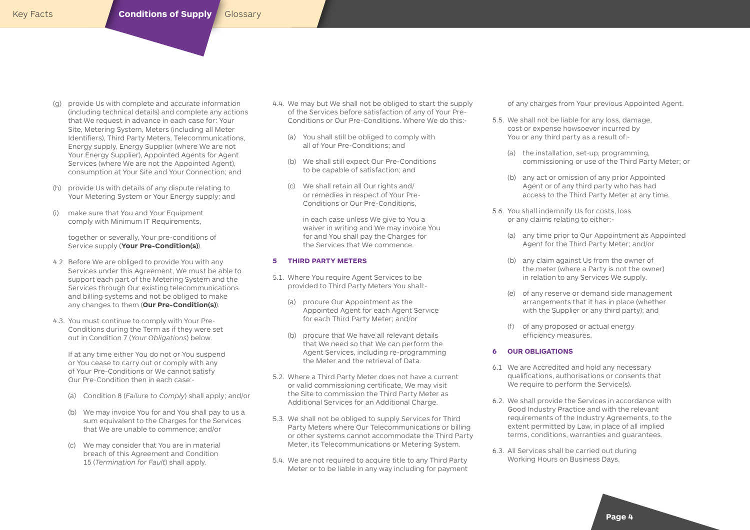(g) provide Us with complete and accurate information (including technical details) and complete any actions that We request in advance in each case for: Your Site, Metering System, Meters (including all Meter Identifiers), Third Party Meters, Telecommunications, Energy supply, Energy Supplier (where We are not Your Energy Supplier), Appointed Agents for Agent Services (where We are not the Appointed Agent), consumption at Your Site and Your Connection; and

(h) provide Us with details of any dispute relating to Your Metering System or Your Energy supply; and

(i) make sure that You and Your Equipment comply with Minimum IT Requirements,

together or severally, Your pre-conditions of Service supply (**Your Pre-Condition(s)**).

4.2. Before We are obliged to provide You with any Services under this Agreement, We must be able to support each part of the Metering System and the Services through Our existing telecommunications and billing systems and not be obliged to make any changes to them (**Our Pre-Condition(s)**).

4.3. You must continue to comply with Your Pre-Conditions during the Term as if they were set out in Condition 7 (*Your Obligations*) below.

If at any time either You do not or You suspend or You cease to carry out or comply with any of Your Pre-Conditions or We cannot satisfy Our Pre-Condition then in each case:-

(a) Condition 8 (*Failure to Comply*) shall apply; and/or

(b) We may invoice You for and You shall pay to us a sum equivalent to the Charges for the Services that We are unable to commence; and/or

(c) We may consider that You are in material breach of this Agreement and Condition 15 (*Termination for Fault*) shall apply.

4.4. We may but We shall not be obliged to start the supply of the Services before satisfaction of any of Your Pre-Conditions or Our Pre-Conditions. Where We do this:-

(a) You shall still be obliged to comply with all of Your Pre-Conditions; and

(b) We shall still expect Our Pre-Conditions to be capable of satisfaction; and

(c) We shall retain all Our rights and/or remedies in respect of Your Pre-Conditions or Our Pre-Conditions,

in each case unless We give to You a waiver in writing and We may invoice You for and You shall pay the Charges for the Services that We commence.

## 5 THIRD PARTY METERS

5.1. Where You require Agent Services to be provided to Third Party Meters You shall:-

(a) procure Our Appointment as the Appointed Agent for each Agent Service for each Third Party Meter; and/or

(b) procure that We have all relevant details that We need so that We can perform the Agent Services, including re-programming the Meter and the retrieval of Data.

5.2. Where a Third Party Meter does not have a current or valid commissioning certificate, We may visit the Site to commission the Third Party Meter as Additional Services for an Additional Charge.

5.3. We shall not be obliged to supply Services for Third Party Meters where Our Telecommunications or billing or other systems cannot accommodate the Third Party Meter, its Telecommunications or Metering System.

5.4. We are not required to acquire title to any Third Party Meter or to be liable in any way including for payment of any charges from Your previous Appointed Agent.

5.5. We shall not be liable for any loss, damage, cost or expense howsoever incurred by You or any third party as a result of:-

(a) the installation, set-up, programming, commissioning or use of the Third Party Meter; or

(b) any act or omission of any prior Appointed Agent or of any third party who has had access to the Third Party Meter at any time.

5.6. You shall indemnify Us for costs, loss or any claims relating to either:-

(a) any time prior to Our Appointment as Appointed Agent for the Third Party Meter; and/or

(b) any claim against Us from the owner of the meter (where a Party is not the owner) in relation to any Services We supply.

(e) of any reserve or demand side management arrangements that it has in place (whether with the Supplier or any third party); and

(f) of any proposed or actual energy efficiency measures.

## 6 OUR OBLIGATIONS

6.1 We are Accredited and hold any necessary qualifications, authorisations or consents that We require to perform the Service(s).

6.2. We shall provide the Services in accordance with Good Industry Practice and with the relevant requirements of the Industry Agreements, to the extent permitted by Law, in place of all implied terms, conditions, warranties and guarantees.

6.3. All Services shall be carried out during Working Hours on Business Days.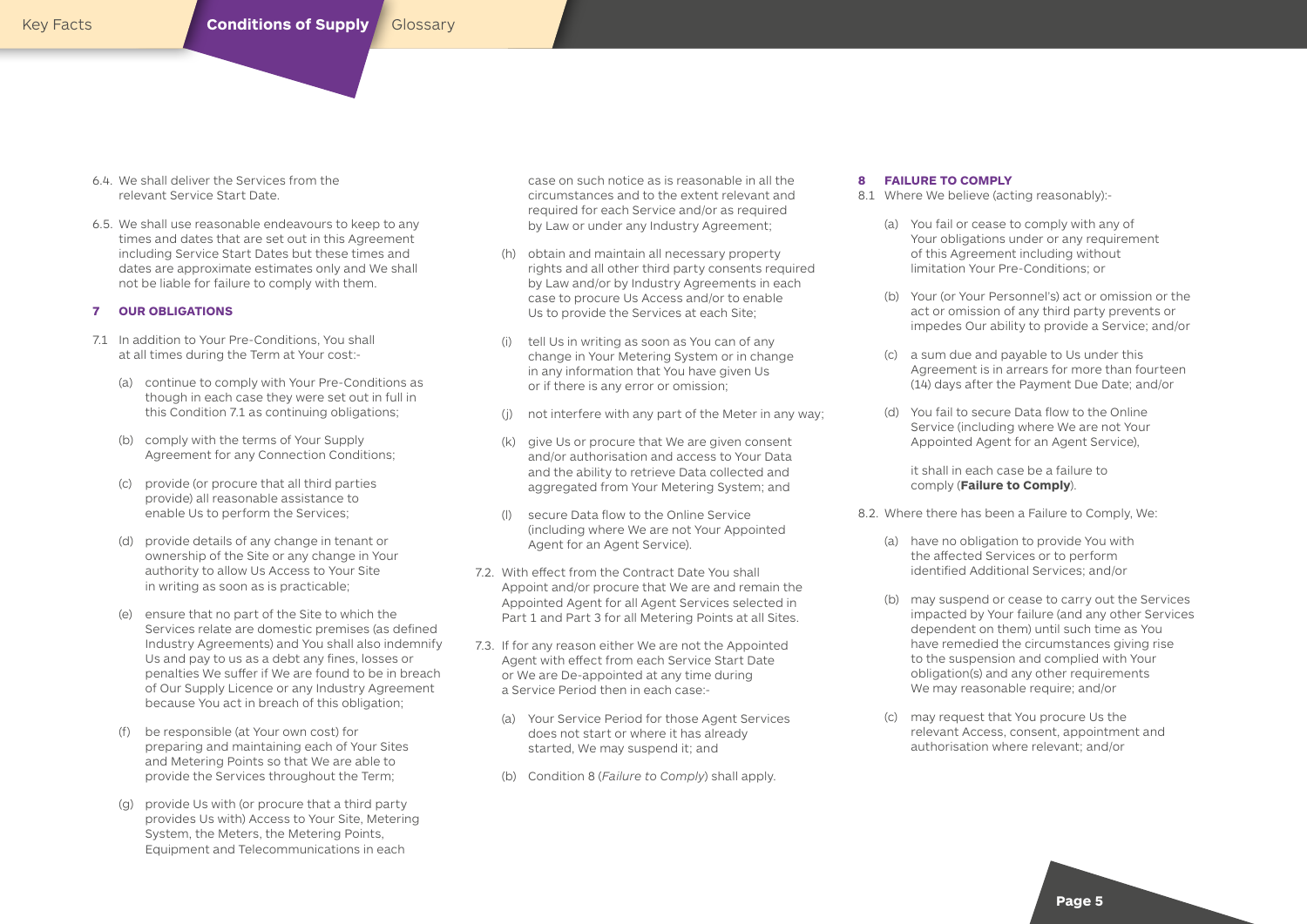6.4. We shall deliver the Services from the relevant Service Start Date.

6.5. We shall use reasonable endeavours to keep to any times and dates that are set out in this Agreement including Service Start Dates but these times and dates are approximate estimates only and We shall not be liable for failure to comply with them.

## 7 OUR OBLIGATIONS

7.1 In addition to Your Pre-Conditions, You shall at all times during the Term at Your cost:-

(a) continue to comply with Your Pre-Conditions as though in each case they were set out in full in this Condition 7.1 as continuing obligations;

(b) comply with the terms of Your Supply Agreement for any Connection Conditions;

(c) provide (or procure that all third parties provide) all reasonable assistance to enable Us to perform the Services;

(d) provide details of any change in tenant or ownership of the Site or any change in Your authority to allow Us Access to Your Site in writing as soon as is practicable;

(e) ensure that no part of the Site to which the Services relate are domestic premises (as defined Industry Agreements) and You shall also indemnify Us and pay to us as a debt any fines, losses or penalties We suffer if We are found to be in breach of Our Supply Licence or any Industry Agreement because You act in breach of this obligation;

(f) be responsible (at Your own cost) for preparing and maintaining each of Your Sites and Metering Points so that We are able to provide the Services throughout the Term;

(g) provide Us with (or procure that a third party provides Us with) Access to Your Site, Metering System, the Meters, the Metering Points, Equipment and Telecommunications in each case on such notice as is reasonable in all the circumstances and to the extent relevant and required for each Service and/or as required by Law or under any Industry Agreement;

(h) obtain and maintain all necessary property rights and all other third party consents required by Law and/or by Industry Agreements in each case to procure Us Access and/or to enable Us to provide the Services at each Site;

(i) tell Us in writing as soon as You can of any change in Your Metering System or in change in any information that You have given Us or if there is any error or omission;

(j) not interfere with any part of the Meter in any way;

(k) give Us or procure that We are given consent and/or authorisation and access to Your Data and the ability to retrieve Data collected and aggregated from Your Metering System; and

(l) secure Data flow to the Online Service (including where We are not Your Appointed Agent for an Agent Service).

7.2. With effect from the Contract Date You shall Appoint and/or procure that We are and remain the Appointed Agent for all Agent Services selected in Part 1 and Part 3 for all Metering Points at all Sites.

7.3. If for any reason either We are not the Appointed Agent with effect from each Service Start Date or We are De-appointed at any time during a Service Period then in each case:-

(a) Your Service Period for those Agent Services does not start or where it has already started, We may suspend it; and

(b) Condition 8 (*Failure to Comply*) shall apply.

## 8 FAILURE TO COMPLY

8.1 Where We believe (acting reasonably):-

(a) You fail or cease to comply with any of Your obligations under or any requirement of this Agreement including without limitation Your Pre-Conditions; or

(b) Your (or Your Personnel's) act or omission or the act or omission of any third party prevents or impedes Our ability to provide a Service; and/or

(c) a sum due and payable to Us under this Agreement is in arrears for more than fourteen (14) days after the Payment Due Date; and/or

(d) You fail to secure Data flow to the Online Service (including where We are not Your Appointed Agent for an Agent Service),

it shall in each case be a failure to comply (**Failure to Comply**).

8.2. Where there has been a Failure to Comply, We:

(a) have no obligation to provide You with the affected Services or to perform identified Additional Services; and/or

(b) may suspend or cease to carry out the Services impacted by Your failure (and any other Services dependent on them) until such time as You have remedied the circumstances giving rise to the suspension and complied with Your obligation(s) and any other requirements We may reasonable require; and/or

(c) may request that You procure Us the relevant Access, consent, appointment and authorisation where relevant; and/or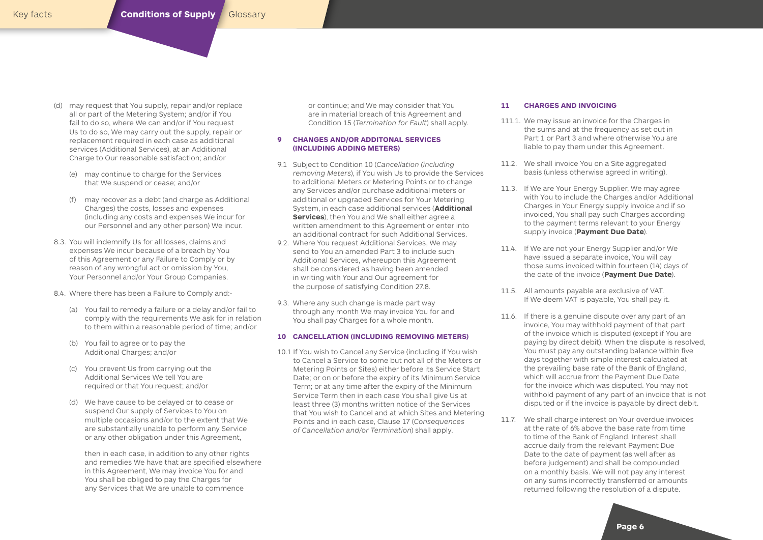(d) may request that You supply, repair and/or replace all or part of the Metering System; and/or if You fail to do so, where We can and/or if You request Us to do so, We may carry out the supply, repair or replacement required in each case as additional services (Additional Services), at an Additional Charge to Our reasonable satisfaction; and/or

(e) may continue to charge for the Services that We suspend or cease; and/or

(f) may recover as a debt (and charge as Additional Charges) the costs, losses and expenses (including any costs and expenses We incur for our Personnel and any other person) We incur.

8.3. You will indemnify Us for all losses, claims and expenses We incur because of a breach by You of this Agreement or any Failure to Comply or by reason of any wrongful act or omission by You, Your Personnel and/or Your Group Companies.

8.4. Where there has been a Failure to Comply and:-

(a) You fail to remedy a failure or a delay and/or fail to comply with the requirements We ask for in relation to them within a reasonable period of time; and/or

(b) You fail to agree or to pay the Additional Charges; and/or

(c) You prevent Us from carrying out the Additional Services We tell You are required or that You request; and/or

(d) We have cause to be delayed or to cease or suspend Our supply of Services to You on multiple occasions and/or to the extent that We are substantially unable to perform any Service or any other obligation under this Agreement,

then in each case, in addition to any other rights and remedies We have that are specified elsewhere in this Agreement, We may invoice You for and You shall be obliged to pay the Charges for any Services that We are unable to commence or continue; and We may consider that You are in material breach of this Agreement and Condition 15 (*Termination for Fault*) shall apply.

## 9 CHANGES AND/OR ADDITONAL SERVICES (INCLUDING ADDING METERS)

9.1 Subject to Condition 10 (*Cancellation (including removing Meters*), if You wish Us to provide the Services to additional Meters or Metering Points or to change any Services and/or purchase additional meters or additional or upgraded Services for Your Metering System, in each case additional services (**Additional Services**), then You and We shall either agree a written amendment to this Agreement or enter into an additional contract for such Additional Services.

9.2. Where You request Additional Services, We may send to You an amended Part 3 to include such Additional Services, whereupon this Agreement shall be considered as having been amended in writing with Your and Our agreement for the purpose of satisfying Condition 27.8.

9.3. Where any such change is made part way through any month We may invoice You for and You shall pay Charges for a whole month.

## 10 CANCELLATION (INCLUDING REMOVING METERS)

10.1 If You wish to Cancel any Service (including if You wish to Cancel a Service to some but not all of the Meters or Metering Points or Sites) either before its Service Start Date; or on or before the expiry of its Minimum Service Term; or at any time after the expiry of the Minimum Service Term then in each case You shall give Us at least three (3) months written notice of the Services that You wish to Cancel and at which Sites and Metering Points and in each case, Clause 17 (*Consequences of Cancellation and/or Termination*) shall apply.

## 11 CHARGES AND INVOICING

111.1. We may issue an invoice for the Charges in the sums and at the frequency as set out in Part 1 or Part 3 and where otherwise You are liable to pay them under this Agreement.

11.2. We shall invoice You on a Site aggregated basis (unless otherwise agreed in writing).

11.3. If We are Your Energy Supplier, We may agree with You to include the Charges and/or Additional Charges in Your Energy supply invoice and if so invoiced, You shall pay such Charges according to the payment terms relevant to your Energy supply invoice (**Payment Due Date**).

11.4. If We are not your Energy Supplier and/or We have issued a separate invoice, You will pay those sums invoiced within fourteen (14) days of the date of the invoice (**Payment Due Date**).

11.5. All amounts payable are exclusive of VAT. If We deem VAT is payable, You shall pay it.

11.6. If there is a genuine dispute over any part of an invoice, You may withhold payment of that part of the invoice which is disputed (except if You are paying by direct debit). When the dispute is resolved, You must pay any outstanding balance within five days together with simple interest calculated at the prevailing base rate of the Bank of England, which will accrue from the Payment Due Date for the invoice which was disputed. You may not withhold payment of any part of an invoice that is not disputed or if the invoice is payable by direct debit.

11.7. We shall charge interest on Your overdue invoices at the rate of 6% above the base rate from time to time of the Bank of England. Interest shall accrue daily from the relevant Payment Due Date to the date of payment (as well after as before judgement) and shall be compounded on a monthly basis. We will not pay any interest on any sums incorrectly transferred or amounts returned following the resolution of a dispute.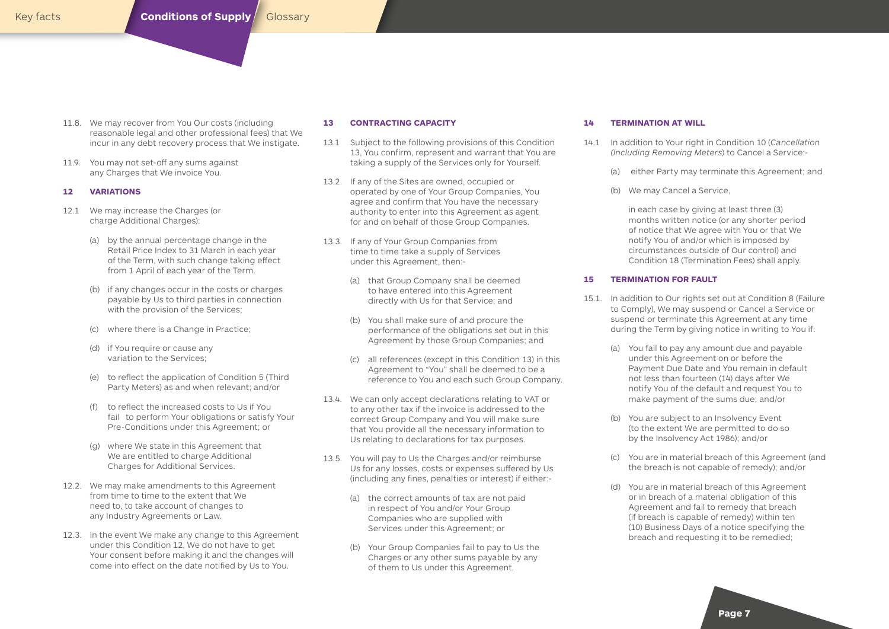11.8. We may recover from You Our costs (including reasonable legal and other professional fees) that We incur in any debt recovery process that We instigate.

11.9. You may not set-off any sums against any Charges that We invoice You.

### 12 VARIATIONS

12.1 We may increase the Charges (or charge Additional Charges):

(a) by the annual percentage change in the Retail Price Index to 31 March in each year of the Term, with such change taking effect from 1 April of each year of the Term.

(b) if any changes occur in the costs or charges payable by Us to third parties in connection with the provision of the Services;

(c) where there is a Change in Practice;

(d) if You require or cause any variation to the Services;

(e) to reflect the application of Condition 5 (Third Party Meters) as and when relevant; and/or

(f) to reflect the increased costs to Us if You fail to perform Your obligations or satisfy Your Pre-Conditions under this Agreement; or

(g) where We state in this Agreement that We are entitled to charge Additional Charges for Additional Services.

12.2. We may make amendments to this Agreement from time to time to the extent that We need to, to take account of changes to any Industry Agreements or Law.

12.3. In the event We make any change to this Agreement under this Condition 12, We do not have to get Your consent before making it and the changes will come into effect on the date notified by Us to You.

### 13 CONTRACTING CAPACITY

13.1 Subject to the following provisions of this Condition 13, You confirm, represent and warrant that You are taking a supply of the Services only for Yourself.

13.2. If any of the Sites are owned, occupied or operated by one of Your Group Companies, You agree and confirm that You have the necessary authority to enter into this Agreement as agent for and on behalf of those Group Companies.

13.3. If any of Your Group Companies from time to time take a supply of Services under this Agreement, then:-

(a) that Group Company shall be deemed to have entered into this Agreement directly with Us for that Service; and

(b) You shall make sure of and procure the performance of the obligations set out in this Agreement by those Group Companies; and

(c) all references (except in this Condition 13) in this Agreement to "You" shall be deemed to be a reference to You and each such Group Company.

13.4. We can only accept declarations relating to VAT or to any other tax if the invoice is addressed to the correct Group Company and You will make sure that You provide all the necessary information to Us relating to declarations for tax purposes.

13.5. You will pay to Us the Charges and/or reimburse Us for any losses, costs or expenses suffered by Us (including any fines, penalties or interest) if either:-

(a) the correct amounts of tax are not paid in respect of You and/or Your Group Companies who are supplied with Services under this Agreement; or

(b) Your Group Companies fail to pay to Us the Charges or any other sums payable by any of them to Us under this Agreement.

### 14 TERMINATION AT WILL

14.1 In addition to Your right in Condition 10 (*Cancellation (Including Removing Meters*) to Cancel a Service:-

(a) either Party may terminate this Agreement; and

(b) We may Cancel a Service,

in each case by giving at least three (3) months written notice (or any shorter period of notice that We agree with You or that We notify You of and/or which is imposed by circumstances outside of Our control) and Condition 18 (Termination Fees) shall apply.

### 15 TERMINATION FOR FAULT

15.1. In addition to Our rights set out at Condition 8 (Failure to Comply), We may suspend or Cancel a Service or suspend or terminate this Agreement at any time during the Term by giving notice in writing to You if:

(a) You fail to pay any amount due and payable under this Agreement on or before the Payment Due Date and You remain in default not less than fourteen (14) days after We notify You of the default and request You to make payment of the sums due; and/or

(b) You are subject to an Insolvency Event (to the extent We are permitted to do so by the Insolvency Act 1986); and/or

(c) You are in material breach of this Agreement (and the breach is not capable of remedy); and/or

(d) You are in material breach of this Agreement or in breach of a material obligation of this Agreement and fail to remedy that breach (if breach is capable of remedy) within ten (10) Business Days of a notice specifying the breach and requesting it to be remedied;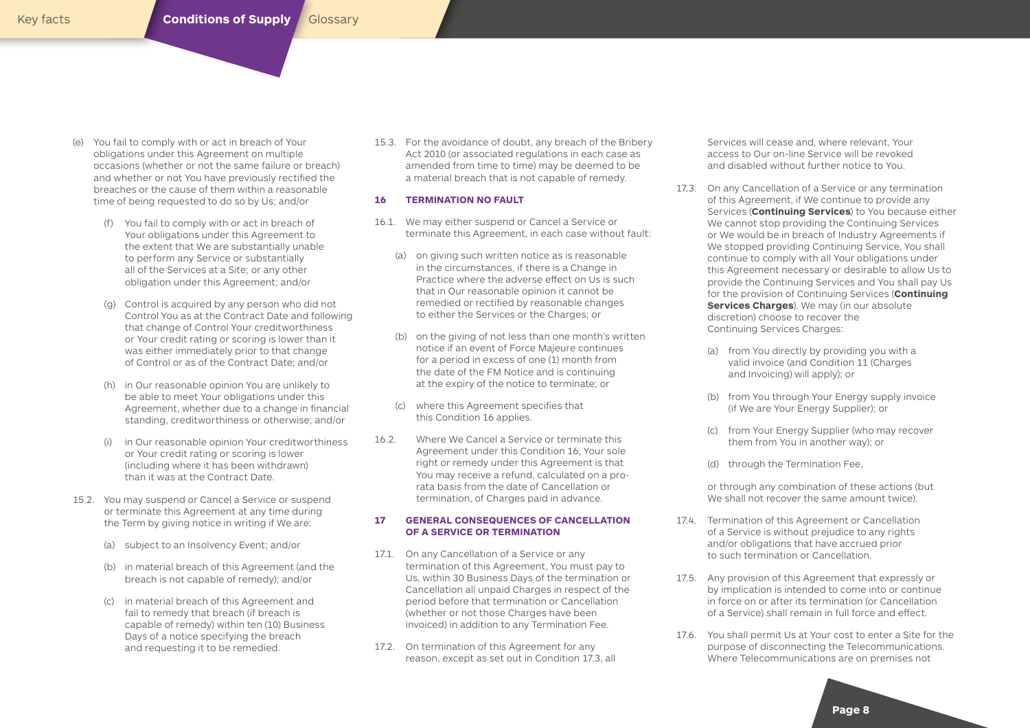(e) You fail to comply with or act in breach of Your obligations under this Agreement on multiple occasions (whether or not the same failure or breach) and whether or not You have previously rectified the breaches or the cause of them within a reasonable time of being requested to do so by Us; and/or

(f) You fail to comply with or act in breach of Your obligations under this Agreement to the extent that We are substantially unable to perform any Service or substantially all of the Services at a Site; or any other obligation under this Agreement; and/or

(g) Control is acquired by any person who did not Control You as at the Contract Date and following that change of Control Your creditworthiness or Your credit rating or scoring is lower than it was either immediately prior to that change of Control or as of the Contract Date; and/or

(h) in Our reasonable opinion You are unlikely to be able to meet Your obligations under this Agreement, whether due to a change in financial standing, creditworthiness or otherwise; and/or

(i) in Our reasonable opinion Your creditworthiness or Your credit rating or scoring is lower (including where it has been withdrawn) than it was at the Contract Date.

15.2. You may suspend or Cancel a Service or suspend or terminate this Agreement at any time during the Term by giving notice in writing if We are:

(a) subject to an Insolvency Event; and/or

(b) in material breach of this Agreement (and the breach is not capable of remedy); and/or

(c) in material breach of this Agreement and fail to remedy that breach (if breach is capable of remedy) within ten (10) Business Days of a notice specifying the breach and requesting it to be remedied.

15.3. For the avoidance of doubt, any breach of the Bribery Act 2010 (or associated regulations in each case as amended from time to time) may be deemed to be a material breach that is not capable of remedy.

## 16 TERMINATION NO FAULT

16.1. We may either suspend or Cancel a Service or terminate this Agreement, in each case without fault:

(a) on giving such written notice as is reasonable in the circumstances, if there is a Change in Practice where the adverse effect on Us is such that in Our reasonable opinion it cannot be remedied or rectified by reasonable changes to either the Services or the Charges; or

(b) on the giving of not less than one month's written notice if an event of Force Majeure continues for a period in excess of one (1) month from the date of the FM Notice and is continuing at the expiry of the notice to terminate; or

(c) where this Agreement specifies that this Condition 16 applies.

16.2. Where We Cancel a Service or terminate this Agreement under this Condition 16, Your sole right or remedy under this Agreement is that You may receive a refund, calculated on a pro-rata basis from the date of Cancellation or termination, of Charges paid in advance.

## 17 GENERAL CONSEQUENCES OF CANCELLATION OF A SERVICE OR TERMINATION

17.1. On any Cancellation of a Service or any termination of this Agreement, You must pay to Us, within 30 Business Days of the termination or Cancellation all unpaid Charges in respect of the period before that termination or Cancellation (whether or not those Charges have been invoiced) in addition to any Termination Fee.

17.2. On termination of this Agreement for any reason, except as set out in Condition 17.3, all Services will cease and, where relevant, Your access to Our on-line Service will be revoked and disabled without further notice to You.

17.3. On any Cancellation of a Service or any termination of this Agreement, if We continue to provide any Services (**Continuing Services**) to You because either We cannot stop providing the Continuing Services or We would be in breach of Industry Agreements if We stopped providing Continuing Service, You shall continue to comply with all Your obligations under this Agreement necessary or desirable to allow Us to provide the Continuing Services and You shall pay Us for the provision of Continuing Services (**Continuing Services Charges**). We may (in our absolute discretion) choose to recover the Continuing Services Charges:

(a) from You directly by providing you with a valid invoice (and Condition 11 (Charges and Invoicing) will apply); or

(b) from You through Your Energy supply invoice (if We are Your Energy Supplier); or

(c) from Your Energy Supplier (who may recover them from You in another way); or

(d) through the Termination Fee,

or through any combination of these actions (but We shall not recover the same amount twice).

17.4. Termination of this Agreement or Cancellation of a Service is without prejudice to any rights and/or obligations that have accrued prior to such termination or Cancellation.

17.5. Any provision of this Agreement that expressly or by implication is intended to come into or continue in force on or after its termination (or Cancellation of a Service) shall remain in full force and effect.

17.6. You shall permit Us at Your cost to enter a Site for the purpose of disconnecting the Telecommunications. Where Telecommunications are on premises not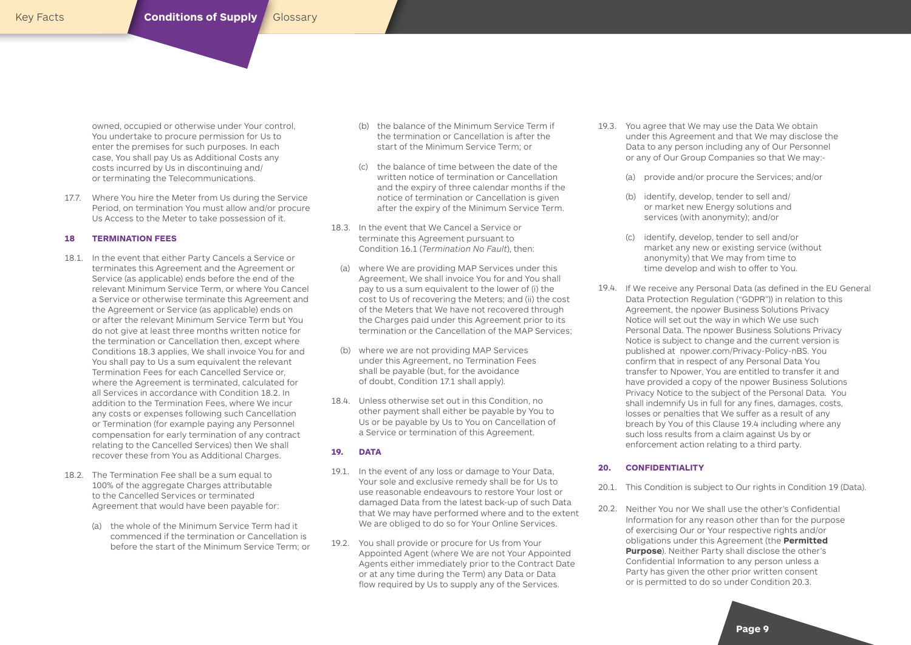owned, occupied or otherwise under Your control, You undertake to procure permission for Us to enter the premises for such purposes. In each case, You shall pay Us as Additional Costs any costs incurred by Us in discontinuing and/or terminating the Telecommunications.

17.7. Where You hire the Meter from Us during the Service Period, on termination You must allow and/or procure Us Access to the Meter to take possession of it.

## 18 TERMINATION FEES

18.1. In the event that either Party Cancels a Service or terminates this Agreement and the Agreement or Service (as applicable) ends before the end of the relevant Minimum Service Term, or where You Cancel a Service or otherwise terminate this Agreement and the Agreement or Service (as applicable) ends on or after the relevant Minimum Service Term but You do not give at least three months written notice for the termination or Cancellation then, except where Conditions 18.3 applies, We shall invoice You for and You shall pay to Us a sum equivalent the relevant Termination Fees for each Cancelled Service or, where the Agreement is terminated, calculated for all Services in accordance with Condition 18.2. In addition to the Termination Fees, where We incur any costs or expenses following such Cancellation or Termination (for example paying any Personnel compensation for early termination of any contract relating to the Cancelled Services) then We shall recover these from You as Additional Charges.

18.2. The Termination Fee shall be a sum equal to 100% of the aggregate Charges attributable to the Cancelled Services or terminated Agreement that would have been payable for:

(a) the whole of the Minimum Service Term had it commenced if the termination or Cancellation is before the start of the Minimum Service Term; or

(b) the balance of the Minimum Service Term if the termination or Cancellation is after the start of the Minimum Service Term; or

(c) the balance of time between the date of the written notice of termination or Cancellation and the expiry of three calendar months if the notice of termination or Cancellation is given after the expiry of the Minimum Service Term.

18.3. In the event that We Cancel a Service or terminate this Agreement pursuant to Condition 16.1 (*Termination No Fault*), then:

(a) where We are providing MAP Services under this Agreement, We shall invoice You for and You shall pay to us a sum equivalent to the lower of (i) the cost to Us of recovering the Meters; and (ii) the cost of the Meters that We have not recovered through the Charges paid under this Agreement prior to its termination or the Cancellation of the MAP Services;

(b) where we are not providing MAP Services under this Agreement, no Termination Fees shall be payable (but, for the avoidance of doubt, Condition 17.1 shall apply).

18.4. Unless otherwise set out in this Condition, no other payment shall either be payable by You to Us or be payable by Us to You on Cancellation of a Service or termination of this Agreement.

## 19. DATA

19.1. In the event of any loss or damage to Your Data, Your sole and exclusive remedy shall be for Us to use reasonable endeavours to restore Your lost or damaged Data from the latest back-up of such Data that We may have performed where and to the extent We are obliged to do so for Your Online Services.

19.2. You shall provide or procure for Us from Your Appointed Agent (where We are not Your Appointed Agents either immediately prior to the Contract Date or at any time during the Term) any Data or Data flow required by Us to supply any of the Services.

19.3. You agree that We may use the Data We obtain under this Agreement and that We may disclose the Data to any person including any of Our Personnel or any of Our Group Companies so that We may:-

(a) provide and/or procure the Services; and/or

(b) identify, develop, tender to sell and/or market new Energy solutions and services (with anonymity); and/or

(c) identify, develop, tender to sell and/or market any new or existing service (without anonymity) that We may from time to time develop and wish to offer to You.

19.4. If We receive any Personal Data (as defined in the EU General Data Protection Regulation ("GDPR")) in relation to this Agreement, the npower Business Solutions Privacy Notice will set out the way in which We use such Personal Data. The npower Business Solutions Privacy Notice is subject to change and the current version is published at npower.com/Privacy-Policy-nBS. You confirm that in respect of any Personal Data You transfer to Npower, You are entitled to transfer it and have provided a copy of the npower Business Solutions Privacy Notice to the subject of the Personal Data. You shall indemnify Us in full for any fines, damages, costs, losses or penalties that We suffer as a result of any breach by You of this Clause 19.4 including where any such loss results from a claim against Us by or enforcement action relating to a third party.

## 20. CONFIDENTIALITY

20.1. This Condition is subject to Our rights in Condition 19 (Data).

20.2. Neither You nor We shall use the other's Confidential Information for any reason other than for the purpose of exercising Our or Your respective rights and/or obligations under this Agreement (the **Permitted Purpose**). Neither Party shall disclose the other's Confidential Information to any person unless a Party has given the other prior written consent or is permitted to do so under Condition 20.3.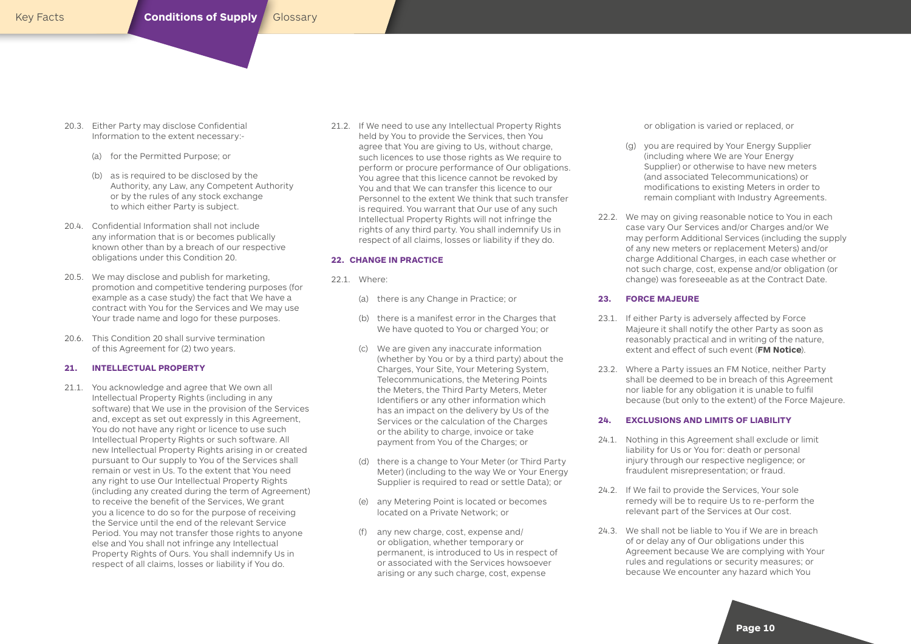20.3. Either Party may disclose Confidential Information to the extent necessary:-

(a) for the Permitted Purpose; or

(b) as is required to be disclosed by the Authority, any Law, any Competent Authority or by the rules of any stock exchange to which either Party is subject.

20.4. Confidential Information shall not include any information that is or becomes publically known other than by a breach of our respective obligations under this Condition 20.

20.5. We may disclose and publish for marketing, promotion and competitive tendering purposes (for example as a case study) the fact that We have a contract with You for the Services and We may use Your trade name and logo for these purposes.

20.6. This Condition 20 shall survive termination of this Agreement for (2) two years.

## 21. INTELLECTUAL PROPERTY

21.1. You acknowledge and agree that We own all Intellectual Property Rights (including in any software) that We use in the provision of the Services and, except as set out expressly in this Agreement, You do not have any right or licence to use such Intellectual Property Rights or such software. All new Intellectual Property Rights arising in or created pursuant to Our supply to You of the Services shall remain or vest in Us. To the extent that You need any right to use Our Intellectual Property Rights (including any created during the term of Agreement) to receive the benefit of the Services, We grant you a licence to do so for the purpose of receiving the Service until the end of the relevant Service Period. You may not transfer those rights to anyone else and You shall not infringe any Intellectual Property Rights of Ours. You shall indemnify Us in respect of all claims, losses or liability if You do.

21.2. If We need to use any Intellectual Property Rights held by You to provide the Services, then You agree that You are giving to Us, without charge, such licences to use those rights as We require to perform or procure performance of Our obligations. You agree that this licence cannot be revoked by You and that We can transfer this licence to our Personnel to the extent We think that such transfer is required. You warrant that Our use of any such Intellectual Property Rights will not infringe the rights of any third party. You shall indemnify Us in respect of all claims, losses or liability if they do.

## 22. CHANGE IN PRACTICE

22.1. Where:

(a) there is any Change in Practice; or

(b) there is a manifest error in the Charges that We have quoted to You or charged You; or

(c) We are given any inaccurate information (whether by You or by a third party) about the Charges, Your Site, Your Metering System, Telecommunications, the Metering Points the Meters, the Third Party Meters, Meter Identifiers or any other information which has an impact on the delivery by Us of the Services or the calculation of the Charges or the ability to charge, invoice or take payment from You of the Charges; or

(d) there is a change to Your Meter (or Third Party Meter) (including to the way We or Your Energy Supplier is required to read or settle Data); or

(e) any Metering Point is located or becomes located on a Private Network; or

(f) any new charge, cost, expense and/ or obligation, whether temporary or permanent, is introduced to Us in respect of or associated with the Services howsoever arising or any such charge, cost, expense or obligation is varied or replaced, or

(g) you are required by Your Energy Supplier (including where We are Your Energy Supplier) or otherwise to have new meters (and associated Telecommunications) or modifications to existing Meters in order to remain compliant with Industry Agreements.

22.2. We may on giving reasonable notice to You in each case vary Our Services and/or Charges and/or We may perform Additional Services (including the supply of any new meters or replacement Meters) and/or charge Additional Charges, in each case whether or not such charge, cost, expense and/or obligation (or change) was foreseeable as at the Contract Date.

## 23. FORCE MAJEURE

23.1. If either Party is adversely affected by Force Majeure it shall notify the other Party as soon as reasonably practical and in writing of the nature, extent and effect of such event (**FM Notice**).

23.2. Where a Party issues an FM Notice, neither Party shall be deemed to be in breach of this Agreement nor liable for any obligation it is unable to fulfil because (but only to the extent) of the Force Majeure.

## 24. EXCLUSIONS AND LIMITS OF LIABILITY

24.1. Nothing in this Agreement shall exclude or limit liability for Us or You for: death or personal injury through our respective negligence; or fraudulent misrepresentation; or fraud.

24.2. If We fail to provide the Services, Your sole remedy will be to require Us to re-perform the relevant part of the Services at Our cost.

24.3. We shall not be liable to You if We are in breach of or delay any of Our obligations under this Agreement because We are complying with Your rules and regulations or security measures; or because We encounter any hazard which You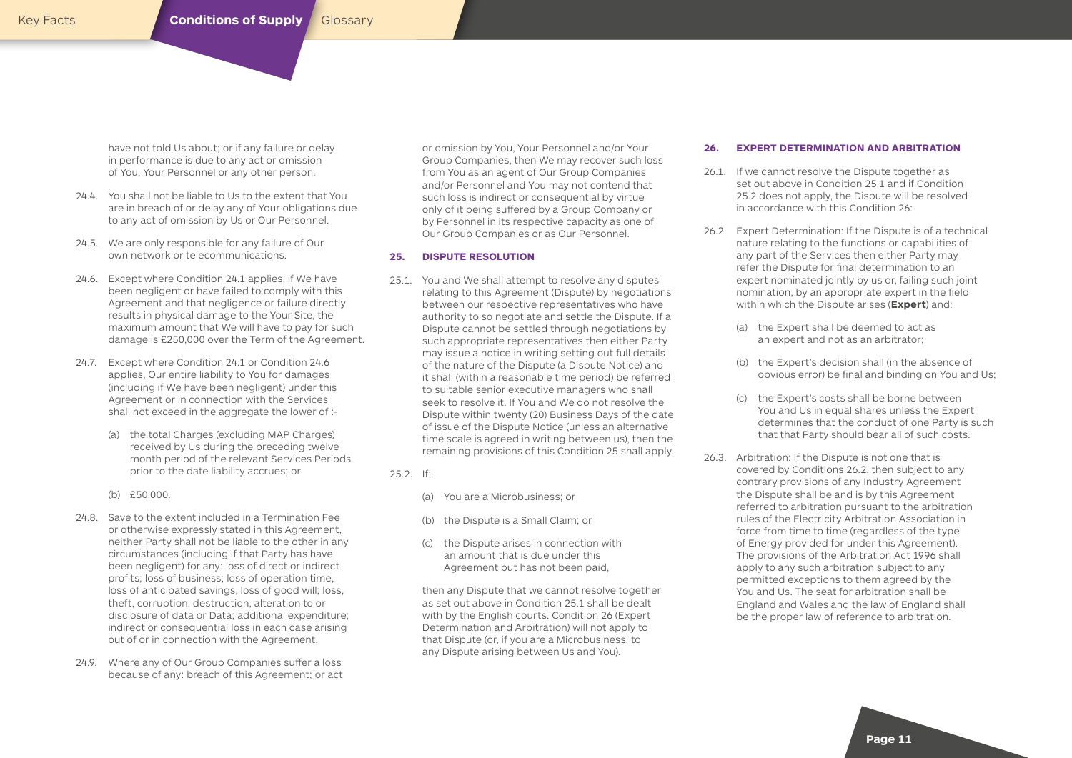have not told Us about; or if any failure or delay in performance is due to any act or omission of You, Your Personnel or any other person.

24.4. You shall not be liable to Us to the extent that You are in breach of or delay any of Your obligations due to any act of omission by Us or Our Personnel.

24.5. We are only responsible for any failure of Our own network or telecommunications.

24.6. Except where Condition 24.1 applies, if We have been negligent or have failed to comply with this Agreement and that negligence or failure directly results in physical damage to the Your Site, the maximum amount that We will have to pay for such damage is £250,000 over the Term of the Agreement.

24.7. Except where Condition 24.1 or Condition 24.6 applies, Our entire liability to You for damages (including if We have been negligent) under this Agreement or in connection with the Services shall not exceed in the aggregate the lower of :-

(a) the total Charges (excluding MAP Charges) received by Us during the preceding twelve month period of the relevant Services Periods prior to the date liability accrues; or

(b) £50,000.

24.8. Save to the extent included in a Termination Fee or otherwise expressly stated in this Agreement, neither Party shall not be liable to the other in any circumstances (including if that Party has have been negligent) for any: loss of direct or indirect profits; loss of business; loss of operation time, loss of anticipated savings, loss of good will; loss, theft, corruption, destruction, alteration to or disclosure of data or Data; additional expenditure; indirect or consequential loss in each case arising out of or in connection with the Agreement.

24.9. Where any of Our Group Companies suffer a loss because of any: breach of this Agreement; or act or omission by You, Your Personnel and/or Your Group Companies, then We may recover such loss from You as an agent of Our Group Companies and/or Personnel and You may not contend that such loss is indirect or consequential by virtue only of it being suffered by a Group Company or by Personnel in its respective capacity as one of Our Group Companies or as Our Personnel.

## 25. DISPUTE RESOLUTION

25.1. You and We shall attempt to resolve any disputes relating to this Agreement (Dispute) by negotiations between our respective representatives who have authority to so negotiate and settle the Dispute. If a Dispute cannot be settled through negotiations by such appropriate representatives then either Party may issue a notice in writing setting out full details of the nature of the Dispute (a Dispute Notice) and it shall (within a reasonable time period) be referred to suitable senior executive managers who shall seek to resolve it. If You and We do not resolve the Dispute within twenty (20) Business Days of the date of issue of the Dispute Notice (unless an alternative time scale is agreed in writing between us), then the remaining provisions of this Condition 25 shall apply.

25.2. If:

(a) You are a Microbusiness; or

(b) the Dispute is a Small Claim; or

(c) the Dispute arises in connection with an amount that is due under this Agreement but has not been paid,

then any Dispute that we cannot resolve together as set out above in Condition 25.1 shall be dealt with by the English courts. Condition 26 (Expert Determination and Arbitration) will not apply to that Dispute (or, if you are a Microbusiness, to any Dispute arising between Us and You).

## 26. EXPERT DETERMINATION AND ARBITRATION

26.1. If we cannot resolve the Dispute together as set out above in Condition 25.1 and if Condition 25.2 does not apply, the Dispute will be resolved in accordance with this Condition 26:

26.2. Expert Determination: If the Dispute is of a technical nature relating to the functions or capabilities of any part of the Services then either Party may refer the Dispute for final determination to an expert nominated jointly by us or, failing such joint nomination, by an appropriate expert in the field within which the Dispute arises (**Expert**) and:

(a) the Expert shall be deemed to act as an expert and not as an arbitrator;

(b) the Expert's decision shall (in the absence of obvious error) be final and binding on You and Us;

(c) the Expert's costs shall be borne between You and Us in equal shares unless the Expert determines that the conduct of one Party is such that that Party should bear all of such costs.

26.3. Arbitration: If the Dispute is not one that is covered by Conditions 26.2, then subject to any contrary provisions of any Industry Agreement the Dispute shall be and is by this Agreement referred to arbitration pursuant to the arbitration rules of the Electricity Arbitration Association in force from time to time (regardless of the type of Energy provided for under this Agreement). The provisions of the Arbitration Act 1996 shall apply to any such arbitration subject to any permitted exceptions to them agreed by the You and Us. The seat for arbitration shall be England and Wales and the law of England shall be the proper law of reference to arbitration.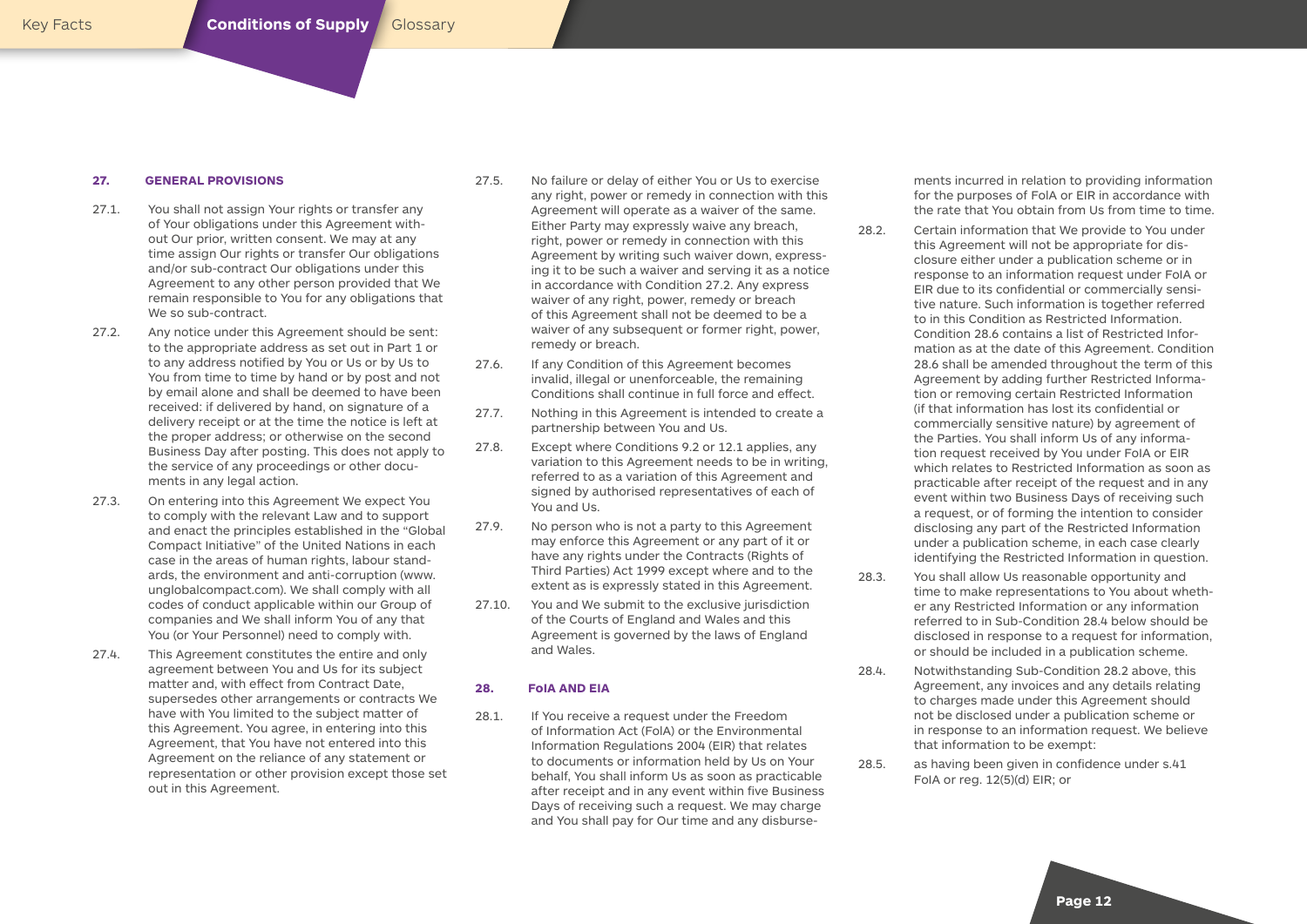## 27. GENERAL PROVISIONS

27.1. You shall not assign Your rights or transfer any of Your obligations under this Agreement without Our prior, written consent. We may at any time assign Our rights or transfer Our obligations and/or sub-contract Our obligations under this Agreement to any other person provided that We remain responsible to You for any obligations that We so sub-contract.

27.2. Any notice under this Agreement should be sent: to the appropriate address as set out in Part 1 or to any address notified by You or Us or by Us to You from time to time by hand or by post and not by email alone and shall be deemed to have been received: if delivered by hand, on signature of a delivery receipt or at the time the notice is left at the proper address; or otherwise on the second Business Day after posting. This does not apply to the service of any proceedings or other documents in any legal action.

27.3. On entering into this Agreement We expect You to comply with the relevant Law and to support and enact the principles established in the "Global Compact Initiative" of the United Nations in each case in the areas of human rights, labour standards, the environment and anti-corruption (www.unglobalcompact.com). We shall comply with all codes of conduct applicable within our Group of companies and We shall inform You of any that You (or Your Personnel) need to comply with.

27.4. This Agreement constitutes the entire and only agreement between You and Us for its subject matter and, with effect from Contract Date, supersedes other arrangements or contracts We have with You limited to the subject matter of this Agreement. You agree, in entering into this Agreement, that You have not entered into this Agreement on the reliance of any statement or representation or other provision except those set out in this Agreement.

27.5. No failure or delay of either You or Us to exercise any right, power or remedy in connection with this Agreement will operate as a waiver of the same. Either Party may expressly waive any breach, right, power or remedy in connection with this Agreement by writing such waiver down, expressing it to be such a waiver and serving it as a notice in accordance with Condition 27.2. Any express waiver of any right, power, remedy or breach of this Agreement shall not be deemed to be a waiver of any subsequent or former right, power, remedy or breach.

27.6. If any Condition of this Agreement becomes invalid, illegal or unenforceable, the remaining Conditions shall continue in full force and effect.

27.7. Nothing in this Agreement is intended to create a partnership between You and Us.

27.8. Except where Conditions 9.2 or 12.1 applies, any variation to this Agreement needs to be in writing, referred to as a variation of this Agreement and signed by authorised representatives of each of You and Us.

27.9. No person who is not a party to this Agreement may enforce this Agreement or any part of it or have any rights under the Contracts (Rights of Third Parties) Act 1999 except where and to the extent as is expressly stated in this Agreement.

27.10. You and We submit to the exclusive jurisdiction of the Courts of England and Wales and this Agreement is governed by the laws of England and Wales.

## 28. FoIA AND EIA

28.1. If You receive a request under the Freedom of Information Act (FoIA) or the Environmental Information Regulations 2004 (EIR) that relates to documents or information held by Us on Your behalf, You shall inform Us as soon as practicable after receipt and in any event within five Business Days of receiving such a request. We may charge and You shall pay for Our time and any disbursements incurred in relation to providing information for the purposes of FoIA or EIR in accordance with the rate that You obtain from Us from time to time.

28.2. Certain information that We provide to You under this Agreement will not be appropriate for disclosure either under a publication scheme or in response to an information request under FoIA or EIR due to its confidential or commercially sensitive nature. Such information is together referred to in this Condition as Restricted Information. Condition 28.6 contains a list of Restricted Information as at the date of this Agreement. Condition 28.6 shall be amended throughout the term of this Agreement by adding further Restricted Information or removing certain Restricted Information (if that information has lost its confidential or commercially sensitive nature) by agreement of the Parties. You shall inform Us of any information request received by You under FoIA or EIR which relates to Restricted Information as soon as practicable after receipt of the request and in any event within two Business Days of receiving such a request, or of forming the intention to consider disclosing any part of the Restricted Information under a publication scheme, in each case clearly identifying the Restricted Information in question.

28.3. You shall allow Us reasonable opportunity and time to make representations to You about whether any Restricted Information or any information referred to in Sub-Condition 28.4 below should be disclosed in response to a request for information, or should be included in a publication scheme.

28.4. Notwithstanding Sub-Condition 28.2 above, this Agreement, any invoices and any details relating to charges made under this Agreement should not be disclosed under a publication scheme or in response to an information request. We believe that information to be exempt:

28.5. as having been given in confidence under s.41 FoIA or reg. 12(5)(d) EIR; or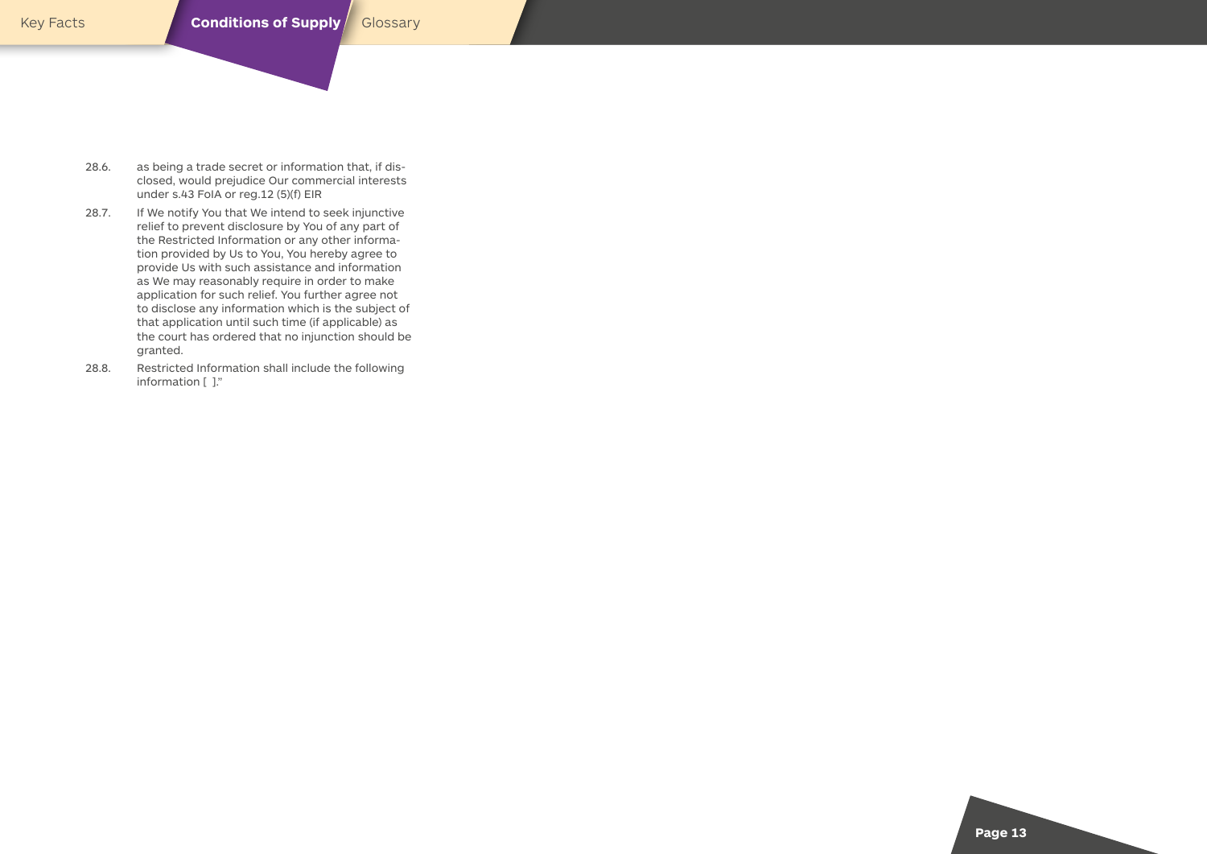28.6. as being a trade secret or information that, if disclosed, would prejudice Our commercial interests under s.43 FoIA or reg.12 (5)(f) EIR

28.7. If We notify You that We intend to seek injunctive relief to prevent disclosure by You of any part of the Restricted Information or any other information provided by Us to You, You hereby agree to provide Us with such assistance and information as We may reasonably require in order to make application for such relief. You further agree not to disclose any information which is the subject of that application until such time (if applicable) as the court has ordered that no injunction should be granted.

28.8. Restricted Information shall include the following information [ ]."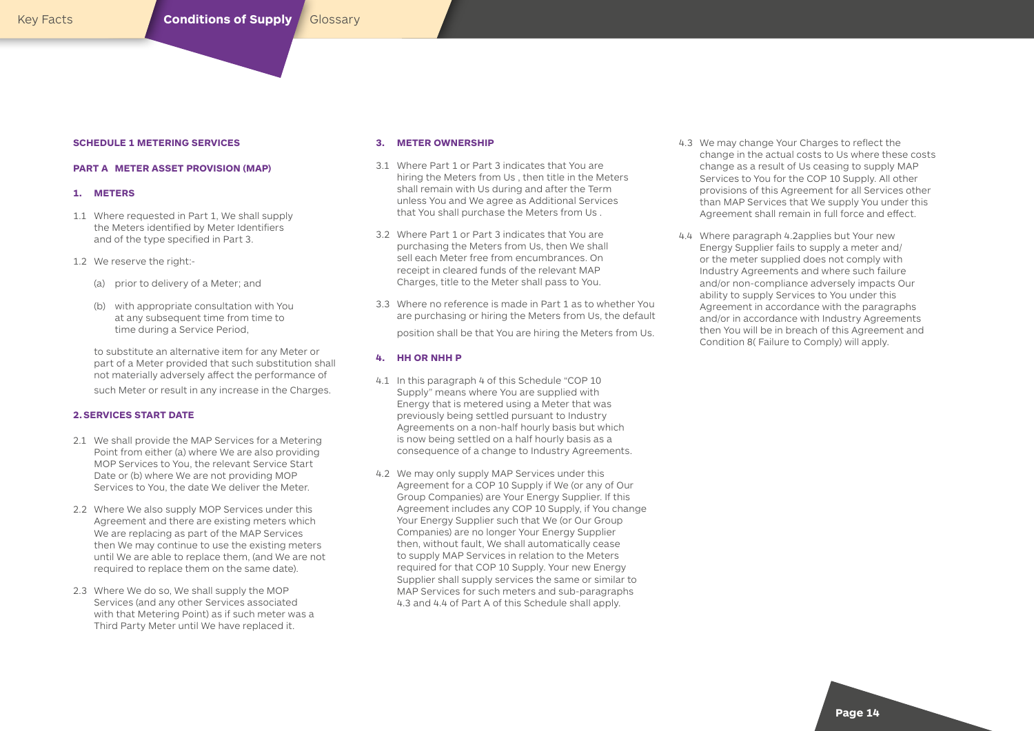## SCHEDULE 1 METERING SERVICES

### PART A METER ASSET PROVISION (MAP)

**1. METERS**

1.1 Where requested in Part 1, We shall supply the Meters identified by Meter Identifiers and of the type specified in Part 3.

1.2 We reserve the right:-

(a) prior to delivery of a Meter; and

(b) with appropriate consultation with You at any subsequent time from time to time during a Service Period,

to substitute an alternative item for any Meter or part of a Meter provided that such substitution shall not materially adversely affect the performance of such Meter or result in any increase in the Charges.

**2. SERVICES START DATE**

2.1 We shall provide the MAP Services for a Metering Point from either (a) where We are also providing MOP Services to You, the relevant Service Start Date or (b) where We are not providing MOP Services to You, the date We deliver the Meter.

2.2 Where We also supply MOP Services under this Agreement and there are existing meters which We are replacing as part of the MAP Services then We may continue to use the existing meters until We are able to replace them, (and We are not required to replace them on the same date).

2.3 Where We do so, We shall supply the MOP Services (and any other Services associated with that Metering Point) as if such meter was a Third Party Meter until We have replaced it.

**3. METER OWNERSHIP**

3.1 Where Part 1 or Part 3 indicates that You are hiring the Meters from Us , then title in the Meters shall remain with Us during and after the Term unless You and We agree as Additional Services that You shall purchase the Meters from Us .

3.2 Where Part 1 or Part 3 indicates that You are purchasing the Meters from Us, then We shall sell each Meter free from encumbrances. On receipt in cleared funds of the relevant MAP Charges, title to the Meter shall pass to You.

3.3 Where no reference is made in Part 1 as to whether You are purchasing or hiring the Meters from Us, the default position shall be that You are hiring the Meters from Us.

**4. HH OR NHH P**

4.1 In this paragraph 4 of this Schedule "COP 10 Supply" means where You are supplied with Energy that is metered using a Meter that was previously being settled pursuant to Industry Agreements on a non-half hourly basis but which is now being settled on a half hourly basis as a consequence of a change to Industry Agreements.

4.2 We may only supply MAP Services under this Agreement for a COP 10 Supply if We (or any of Our Group Companies) are Your Energy Supplier. If this Agreement includes any COP 10 Supply, if You change Your Energy Supplier such that We (or Our Group Companies) are no longer Your Energy Supplier then, without fault, We shall automatically cease to supply MAP Services in relation to the Meters required for that COP 10 Supply. Your new Energy Supplier shall supply services the same or similar to MAP Services for such meters and sub-paragraphs 4.3 and 4.4 of Part A of this Schedule shall apply.

4.3 We may change Your Charges to reflect the change in the actual costs to Us where these costs change as a result of Us ceasing to supply MAP Services to You for the COP 10 Supply. All other provisions of this Agreement for all Services other than MAP Services that We supply You under this Agreement shall remain in full force and effect.

4.4 Where paragraph 4.2applies but Your new Energy Supplier fails to supply a meter and/or the meter supplied does not comply with Industry Agreements and where such failure and/or non-compliance adversely impacts Our ability to supply Services to You under this Agreement in accordance with the paragraphs and/or in accordance with Industry Agreements then You will be in breach of this Agreement and Condition 8( Failure to Comply) will apply.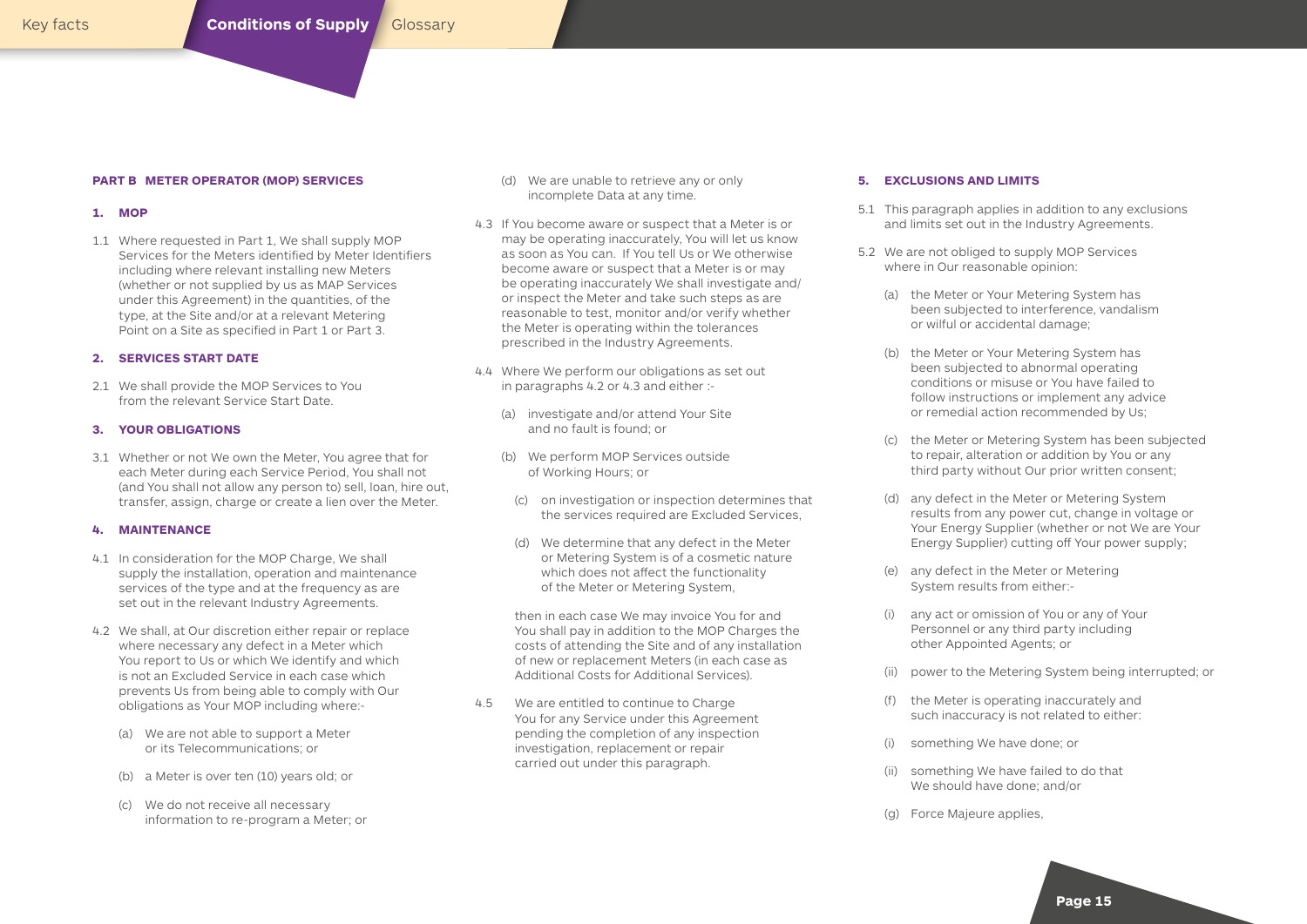## PART B METER OPERATOR (MOP) SERVICES

### 1. MOP

1.1 Where requested in Part 1, We shall supply MOP Services for the Meters identified by Meter Identifiers including where relevant installing new Meters (whether or not supplied by us as MAP Services under this Agreement) in the quantities, of the type, at the Site and/or at a relevant Metering Point on a Site as specified in Part 1 or Part 3.

### 2. SERVICES START DATE

2.1 We shall provide the MOP Services to You from the relevant Service Start Date.

### 3. YOUR OBLIGATIONS

3.1 Whether or not We own the Meter, You agree that for each Meter during each Service Period, You shall not (and You shall not allow any person to) sell, loan, hire out, transfer, assign, charge or create a lien over the Meter.

### 4. MAINTENANCE

4.1 In consideration for the MOP Charge, We shall supply the installation, operation and maintenance services of the type and at the frequency as are set out in the relevant Industry Agreements.

4.2 We shall, at Our discretion either repair or replace where necessary any defect in a Meter which You report to Us or which We identify and which is not an Excluded Service in each case which prevents Us from being able to comply with Our obligations as Your MOP including where:-

(a) We are not able to support a Meter or its Telecommunications; or

(b) a Meter is over ten (10) years old; or

(c) We do not receive all necessary information to re-program a Meter; or

(d) We are unable to retrieve any or only incomplete Data at any time.

4.3 If You become aware or suspect that a Meter is or may be operating inaccurately, You will let us know as soon as You can. If You tell Us or We otherwise become aware or suspect that a Meter is or may be operating inaccurately We shall investigate and/or inspect the Meter and take such steps as are reasonable to test, monitor and/or verify whether the Meter is operating within the tolerances prescribed in the Industry Agreements.

4.4 Where We perform our obligations as set out in paragraphs 4.2 or 4.3 and either :-

(a) investigate and/or attend Your Site and no fault is found; or

(b) We perform MOP Services outside of Working Hours; or

(c) on investigation or inspection determines that the services required are Excluded Services,

(d) We determine that any defect in the Meter or Metering System is of a cosmetic nature which does not affect the functionality of the Meter or Metering System,

then in each case We may invoice You for and You shall pay in addition to the MOP Charges the costs of attending the Site and of any installation of new or replacement Meters (in each case as Additional Costs for Additional Services).

4.5 We are entitled to continue to Charge You for any Service under this Agreement pending the completion of any inspection investigation, replacement or repair carried out under this paragraph.

### 5. EXCLUSIONS AND LIMITS

5.1 This paragraph applies in addition to any exclusions and limits set out in the Industry Agreements.

5.2 We are not obliged to supply MOP Services where in Our reasonable opinion:

(a) the Meter or Your Metering System has been subjected to interference, vandalism or wilful or accidental damage;

(b) the Meter or Your Metering System has been subjected to abnormal operating conditions or misuse or You have failed to follow instructions or implement any advice or remedial action recommended by Us;

(c) the Meter or Metering System has been subjected to repair, alteration or addition by You or any third party without Our prior written consent;

(d) any defect in the Meter or Metering System results from any power cut, change in voltage or Your Energy Supplier (whether or not We are Your Energy Supplier) cutting off Your power supply;

(e) any defect in the Meter or Metering System results from either:-

(i) any act or omission of You or any of Your Personnel or any third party including other Appointed Agents; or

(ii) power to the Metering System being interrupted; or

(f) the Meter is operating inaccurately and such inaccuracy is not related to either:

(i) something We have done; or

(ii) something We have failed to do that We should have done; and/or

(g) Force Majeure applies,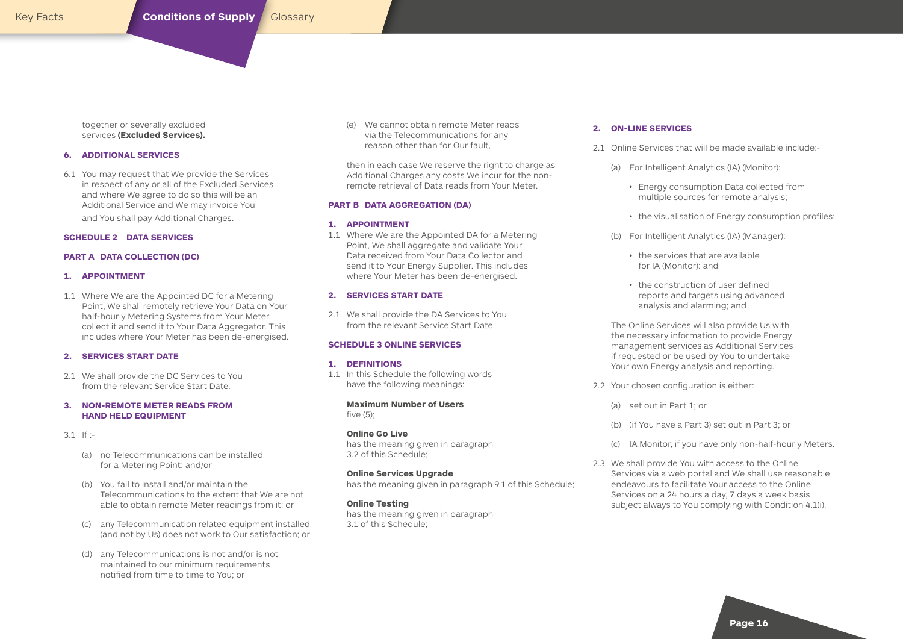together or severally excluded services **(Excluded Services).**

### 6. ADDITIONAL SERVICES

6.1 You may request that We provide the Services in respect of any or all of the Excluded Services and where We agree to do so this will be an Additional Service and We may invoice You and You shall pay Additional Charges.

## SCHEDULE 2 DATA SERVICES

### PART A DATA COLLECTION (DC)

### 1. APPOINTMENT

1.1 Where We are the Appointed DC for a Metering Point, We shall remotely retrieve Your Data on Your half-hourly Metering Systems from Your Meter, collect it and send it to Your Data Aggregator. This includes where Your Meter has been de-energised.

### 2. SERVICES START DATE

2.1 We shall provide the DC Services to You from the relevant Service Start Date.

### 3. NON-REMOTE METER READS FROM HAND HELD EQUIPMENT

3.1 If :-

(a) no Telecommunications can be installed for a Metering Point; and/or

(b) You fail to install and/or maintain the Telecommunications to the extent that We are not able to obtain remote Meter readings from it; or

(c) any Telecommunication related equipment installed (and not by Us) does not work to Our satisfaction; or

(d) any Telecommunications is not and/or is not maintained to our minimum requirements notified from time to time to You; or

(e) We cannot obtain remote Meter reads via the Telecommunications for any reason other than for Our fault,

then in each case We reserve the right to charge as Additional Charges any costs We incur for the non-remote retrieval of Data reads from Your Meter.

### PART B DATA AGGREGATION (DA)

### 1. APPOINTMENT

1.1 Where We are the Appointed DA for a Metering Point, We shall aggregate and validate Your Data received from Your Data Collector and send it to Your Energy Supplier. This includes where Your Meter has been de-energised.

### 2. SERVICES START DATE

2.1 We shall provide the DA Services to You from the relevant Service Start Date.

## SCHEDULE 3 ONLINE SERVICES

### 1. DEFINITIONS

1.1 In this Schedule the following words have the following meanings:

**Maximum Number of Users**
five (5);

**Online Go Live**
has the meaning given in paragraph 3.2 of this Schedule;

**Online Services Upgrade**
has the meaning given in paragraph 9.1 of this Schedule;

**Online Testing**
has the meaning given in paragraph 3.1 of this Schedule;

### 2. ON-LINE SERVICES

2.1 Online Services that will be made available include:-

(a) For Intelligent Analytics (IA) (Monitor):

- Energy consumption Data collected from multiple sources for remote analysis;
- the visualisation of Energy consumption profiles;

(b) For Intelligent Analytics (IA) (Manager):

- the services that are available for IA (Monitor): and
- the construction of user defined reports and targets using advanced analysis and alarming; and

The Online Services will also provide Us with the necessary information to provide Energy management services as Additional Services if requested or be used by You to undertake Your own Energy analysis and reporting.

2.2 Your chosen configuration is either:

(a) set out in Part 1; or

(b) (if You have a Part 3) set out in Part 3; or

(c) IA Monitor, if you have only non-half-hourly Meters.

2.3 We shall provide You with access to the Online Services via a web portal and We shall use reasonable endeavours to facilitate Your access to the Online Services on a 24 hours a day, 7 days a week basis subject always to You complying with Condition 4.1(i).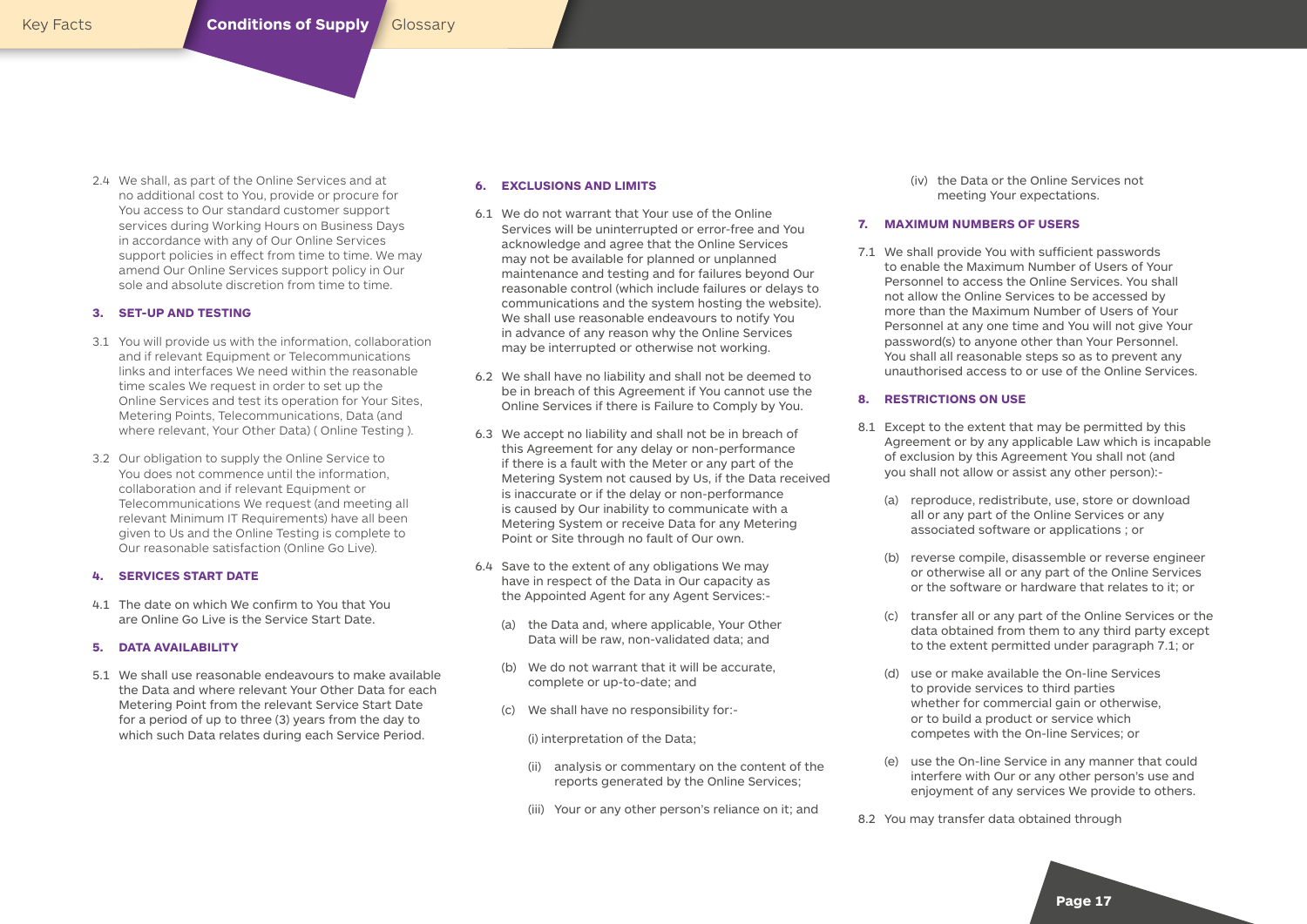2.4 We shall, as part of the Online Services and at no additional cost to You, provide or procure for You access to Our standard customer support services during Working Hours on Business Days in accordance with any of Our Online Services support policies in effect from time to time. We may amend Our Online Services support policy in Our sole and absolute discretion from time to time.

### 3. SET-UP AND TESTING

3.1 You will provide us with the information, collaboration and if relevant Equipment or Telecommunications links and interfaces We need within the reasonable time scales We request in order to set up the Online Services and test its operation for Your Sites, Metering Points, Telecommunications, Data (and where relevant, Your Other Data) ( Online Testing ).

3.2 Our obligation to supply the Online Service to You does not commence until the information, collaboration and if relevant Equipment or Telecommunications We request (and meeting all relevant Minimum IT Requirements) have all been given to Us and the Online Testing is complete to Our reasonable satisfaction (Online Go Live).

### 4. SERVICES START DATE

4.1 The date on which We confirm to You that You are Online Go Live is the Service Start Date.

### 5. DATA AVAILABILITY

5.1 We shall use reasonable endeavours to make available the Data and where relevant Your Other Data for each Metering Point from the relevant Service Start Date for a period of up to three (3) years from the day to which such Data relates during each Service Period.

### 6. EXCLUSIONS AND LIMITS

6.1 We do not warrant that Your use of the Online Services will be uninterrupted or error-free and You acknowledge and agree that the Online Services may not be available for planned or unplanned maintenance and testing and for failures beyond Our reasonable control (which include failures or delays to communications and the system hosting the website). We shall use reasonable endeavours to notify You in advance of any reason why the Online Services may be interrupted or otherwise not working.

6.2 We shall have no liability and shall not be deemed to be in breach of this Agreement if You cannot use the Online Services if there is Failure to Comply by You.

6.3 We accept no liability and shall not be in breach of this Agreement for any delay or non-performance if there is a fault with the Meter or any part of the Metering System not caused by Us, if the Data received is inaccurate or if the delay or non-performance is caused by Our inability to communicate with a Metering System or receive Data for any Metering Point or Site through no fault of Our own.

6.4 Save to the extent of any obligations We may have in respect of the Data in Our capacity as the Appointed Agent for any Agent Services:-

(a) the Data and, where applicable, Your Other Data will be raw, non-validated data; and

(b) We do not warrant that it will be accurate, complete or up-to-date; and

(c) We shall have no responsibility for:-

(i) interpretation of the Data;

(ii) analysis or commentary on the content of the reports generated by the Online Services;

(iii) Your or any other person's reliance on it; and

(iv) the Data or the Online Services not meeting Your expectations.

### 7. MAXIMUM NUMBERS OF USERS

7.1 We shall provide You with sufficient passwords to enable the Maximum Number of Users of Your Personnel to access the Online Services. You shall not allow the Online Services to be accessed by more than the Maximum Number of Users of Your Personnel at any one time and You will not give Your password(s) to anyone other than Your Personnel. You shall all reasonable steps so as to prevent any unauthorised access to or use of the Online Services.

### 8. RESTRICTIONS ON USE

8.1 Except to the extent that may be permitted by this Agreement or by any applicable Law which is incapable of exclusion by this Agreement You shall not (and you shall not allow or assist any other person):-

(a) reproduce, redistribute, use, store or download all or any part of the Online Services or any associated software or applications ; or

(b) reverse compile, disassemble or reverse engineer or otherwise all or any part of the Online Services or the software or hardware that relates to it; or

(c) transfer all or any part of the Online Services or the data obtained from them to any third party except to the extent permitted under paragraph 7.1; or

(d) use or make available the On-line Services to provide services to third parties whether for commercial gain or otherwise, or to build a product or service which competes with the On-line Services; or

(e) use the On-line Service in any manner that could interfere with Our or any other person's use and enjoyment of any services We provide to others.

8.2 You may transfer data obtained through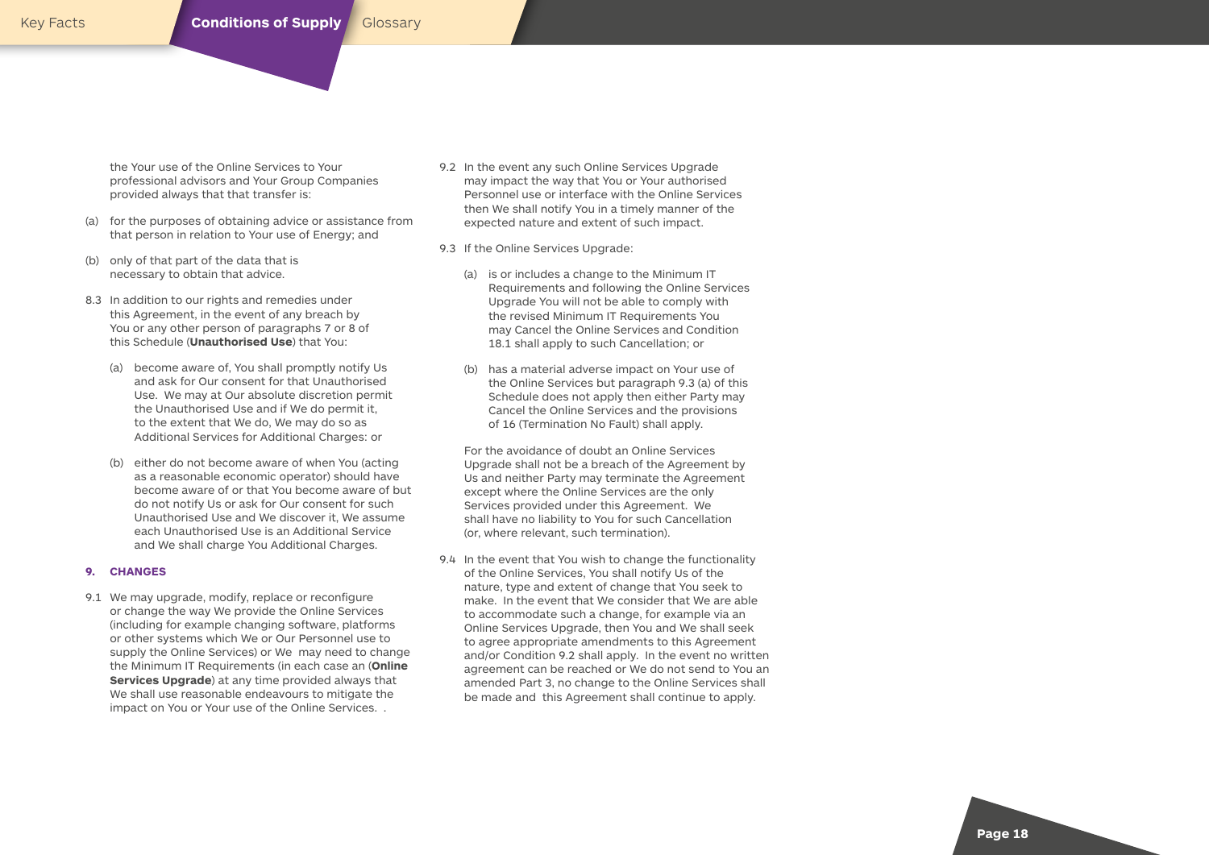the Your use of the Online Services to Your professional advisors and Your Group Companies provided always that that transfer is:

(a) for the purposes of obtaining advice or assistance from that person in relation to Your use of Energy; and

(b) only of that part of the data that is necessary to obtain that advice.

8.3 In addition to our rights and remedies under this Agreement, in the event of any breach by You or any other person of paragraphs 7 or 8 of this Schedule (**Unauthorised Use**) that You:

(a) become aware of, You shall promptly notify Us and ask for Our consent for that Unauthorised Use. We may at Our absolute discretion permit the Unauthorised Use and if We do permit it, to the extent that We do, We may do so as Additional Services for Additional Charges: or

(b) either do not become aware of when You (acting as a reasonable economic operator) should have become aware of or that You become aware of but do not notify Us or ask for Our consent for such Unauthorised Use and We discover it, We assume each Unauthorised Use is an Additional Service and We shall charge You Additional Charges.

### 9. CHANGES

9.1 We may upgrade, modify, replace or reconfigure or change the way We provide the Online Services (including for example changing software, platforms or other systems which We or Our Personnel use to supply the Online Services) or We may need to change the Minimum IT Requirements (in each case an (**Online Services Upgrade**) at any time provided always that We shall use reasonable endeavours to mitigate the impact on You or Your use of the Online Services. .

9.2 In the event any such Online Services Upgrade may impact the way that You or Your authorised Personnel use or interface with the Online Services then We shall notify You in a timely manner of the expected nature and extent of such impact.

9.3 If the Online Services Upgrade:

(a) is or includes a change to the Minimum IT Requirements and following the Online Services Upgrade You will not be able to comply with the revised Minimum IT Requirements You may Cancel the Online Services and Condition 18.1 shall apply to such Cancellation; or

(b) has a material adverse impact on Your use of the Online Services but paragraph 9.3 (a) of this Schedule does not apply then either Party may Cancel the Online Services and the provisions of 16 (Termination No Fault) shall apply.

For the avoidance of doubt an Online Services Upgrade shall not be a breach of the Agreement by Us and neither Party may terminate the Agreement except where the Online Services are the only Services provided under this Agreement. We shall have no liability to You for such Cancellation (or, where relevant, such termination).

9.4 In the event that You wish to change the functionality of the Online Services, You shall notify Us of the nature, type and extent of change that You seek to make. In the event that We consider that We are able to accommodate such a change, for example via an Online Services Upgrade, then You and We shall seek to agree appropriate amendments to this Agreement and/or Condition 9.2 shall apply. In the event no written agreement can be reached or We do not send to You an amended Part 3, no change to the Online Services shall be made and this Agreement shall continue to apply.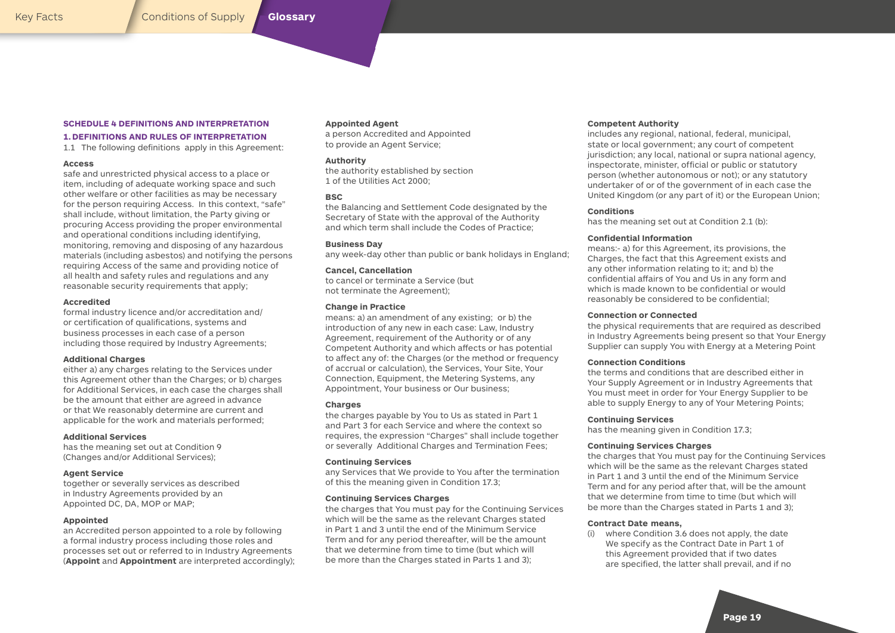## SCHEDULE 4 DEFINITIONS AND INTERPRETATION

### 1. DEFINITIONS AND RULES OF INTERPRETATION

1.1 The following definitions apply in this Agreement:

**Access**
safe and unrestricted physical access to a place or item, including of adequate working space and such other welfare or other facilities as may be necessary for the person requiring Access. In this context, "safe" shall include, without limitation, the Party giving or procuring Access providing the proper environmental and operational conditions including identifying, monitoring, removing and disposing of any hazardous materials (including asbestos) and notifying the persons requiring Access of the same and providing notice of all health and safety rules and regulations and any reasonable security requirements that apply;

**Accredited**
formal industry licence and/or accreditation and/or certification of qualifications, systems and business processes in each case of a person including those required by Industry Agreements;

**Additional Charges**
either a) any charges relating to the Services under this Agreement other than the Charges; or b) charges for Additional Services, in each case the charges shall be the amount that either are agreed in advance or that We reasonably determine are current and applicable for the work and materials performed;

**Additional Services**
has the meaning set out at Condition 9 (Changes and/or Additional Services);

**Agent Service**
together or severally services as described in Industry Agreements provided by an Appointed DC, DA, MOP or MAP;

**Appointed**
an Accredited person appointed to a role by following a formal industry process including those roles and processes set out or referred to in Industry Agreements (**Appoint** and **Appointment** are interpreted accordingly);

**Appointed Agent**
a person Accredited and Appointed to provide an Agent Service;

**Authority**
the authority established by section 1 of the Utilities Act 2000;

**BSC**
the Balancing and Settlement Code designated by the Secretary of State with the approval of the Authority and which term shall include the Codes of Practice;

**Business Day**
any week-day other than public or bank holidays in England;

**Cancel, Cancellation**
to cancel or terminate a Service (but not terminate the Agreement);

**Change in Practice**
means: a) an amendment of any existing; or b) the introduction of any new in each case: Law, Industry Agreement, requirement of the Authority or of any Competent Authority and which affects or has potential to affect any of: the Charges (or the method or frequency of accrual or calculation), the Services, Your Site, Your Connection, Equipment, the Metering Systems, any Appointment, Your business or Our business;

**Charges**
the charges payable by You to Us as stated in Part 1 and Part 3 for each Service and where the context so requires, the expression "Charges" shall include together or severally Additional Charges and Termination Fees;

**Continuing Services**
any Services that We provide to You after the termination of this the meaning given in Condition 17.3;

**Continuing Services Charges**
the charges that You must pay for the Continuing Services which will be the same as the relevant Charges stated in Part 1 and 3 until the end of the Minimum Service Term and for any period thereafter, will be the amount that we determine from time to time (but which will be more than the Charges stated in Parts 1 and 3);

**Competent Authority**
includes any regional, national, federal, municipal, state or local government; any court of competent jurisdiction; any local, national or supra national agency, inspectorate, minister, official or public or statutory person (whether autonomous or not); or any statutory undertaker of or of the government of in each case the United Kingdom (or any part of it) or the European Union;

**Conditions**
has the meaning set out at Condition 2.1 (b):

**Confidential Information**
means:- a) for this Agreement, its provisions, the Charges, the fact that this Agreement exists and any other information relating to it; and b) the confidential affairs of You and Us in any form and which is made known to be confidential or would reasonably be considered to be confidential;

**Connection or Connected**
the physical requirements that are required as described in Industry Agreements being present so that Your Energy Supplier can supply You with Energy at a Metering Point

**Connection Conditions**
the terms and conditions that are described either in Your Supply Agreement or in Industry Agreements that You must meet in order for Your Energy Supplier to be able to supply Energy to any of Your Metering Points;

**Continuing Services**
has the meaning given in Condition 17.3;

**Continuing Services Charges**
the charges that You must pay for the Continuing Services which will be the same as the relevant Charges stated in Part 1 and 3 until the end of the Minimum Service Term and for any period after that, will be the amount that we determine from time to time (but which will be more than the Charges stated in Parts 1 and 3);

**Contract Date means,**

(i) where Condition 3.6 does not apply, the date We specify as the Contract Date in Part 1 of this Agreement provided that if two dates are specified, the latter shall prevail, and if no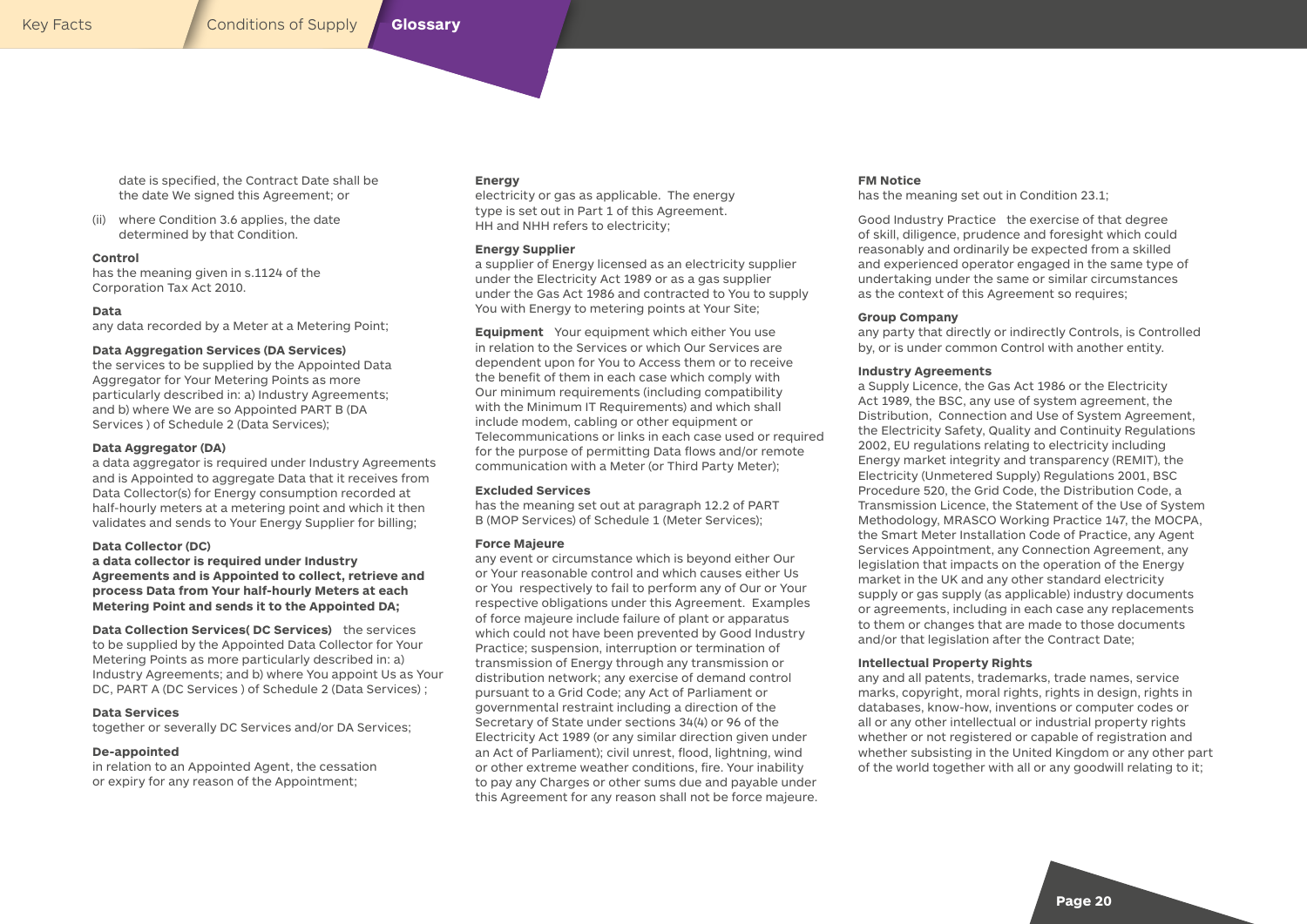date is specified, the Contract Date shall be the date We signed this Agreement; or

(ii) where Condition 3.6 applies, the date determined by that Condition.

**Control**
has the meaning given in s.1124 of the Corporation Tax Act 2010.

**Data**
any data recorded by a Meter at a Metering Point;

**Data Aggregation Services (DA Services)**
the services to be supplied by the Appointed Data Aggregator for Your Metering Points as more particularly described in: a) Industry Agreements; and b) where We are so Appointed PART B (DA Services ) of Schedule 2 (Data Services);

**Data Aggregator (DA)**
a data aggregator is required under Industry Agreements and is Appointed to aggregate Data that it receives from Data Collector(s) for Energy consumption recorded at half-hourly meters at a metering point and which it then validates and sends to Your Energy Supplier for billing;

**Data Collector (DC)**
**a data collector is required under Industry Agreements and is Appointed to collect, retrieve and process Data from Your half-hourly Meters at each Metering Point and sends it to the Appointed DA;**

**Data Collection Services( DC Services)** the services to be supplied by the Appointed Data Collector for Your Metering Points as more particularly described in: a) Industry Agreements; and b) where You appoint Us as Your DC, PART A (DC Services ) of Schedule 2 (Data Services) ;

**Data Services**
together or severally DC Services and/or DA Services;

**De-appointed**
in relation to an Appointed Agent, the cessation or expiry for any reason of the Appointment;

**Energy**
electricity or gas as applicable. The energy type is set out in Part 1 of this Agreement. HH and NHH refers to electricity;

**Energy Supplier**
a supplier of Energy licensed as an electricity supplier under the Electricity Act 1989 or as a gas supplier under the Gas Act 1986 and contracted to You to supply You with Energy to metering points at Your Site;

**Equipment** Your equipment which either You use in relation to the Services or which Our Services are dependent upon for You to Access them or to receive the benefit of them in each case which comply with Our minimum requirements (including compatibility with the Minimum IT Requirements) and which shall include modem, cabling or other equipment or Telecommunications or links in each case used or required for the purpose of permitting Data flows and/or remote communication with a Meter (or Third Party Meter);

**Excluded Services**
has the meaning set out at paragraph 12.2 of PART B (MOP Services) of Schedule 1 (Meter Services);

**Force Majeure**
any event or circumstance which is beyond either Our or Your reasonable control and which causes either Us or You respectively to fail to perform any of Our or Your respective obligations under this Agreement. Examples of force majeure include failure of plant or apparatus which could not have been prevented by Good Industry Practice; suspension, interruption or termination of transmission of Energy through any transmission or distribution network; any exercise of demand control pursuant to a Grid Code; any Act of Parliament or governmental restraint including a direction of the Secretary of State under sections 34(4) or 96 of the Electricity Act 1989 (or any similar direction given under an Act of Parliament); civil unrest, flood, lightning, wind or other extreme weather conditions, fire. Your inability to pay any Charges or other sums due and payable under this Agreement for any reason shall not be force majeure.

**FM Notice**
has the meaning set out in Condition 23.1;

Good Industry Practice the exercise of that degree of skill, diligence, prudence and foresight which could reasonably and ordinarily be expected from a skilled and experienced operator engaged in the same type of undertaking under the same or similar circumstances as the context of this Agreement so requires;

**Group Company**
any party that directly or indirectly Controls, is Controlled by, or is under common Control with another entity.

**Industry Agreements**
a Supply Licence, the Gas Act 1986 or the Electricity Act 1989, the BSC, any use of system agreement, the Distribution, Connection and Use of System Agreement, the Electricity Safety, Quality and Continuity Regulations 2002, EU regulations relating to electricity including Energy market integrity and transparency (REMIT), the Electricity (Unmetered Supply) Regulations 2001, BSC Procedure 520, the Grid Code, the Distribution Code, a Transmission Licence, the Statement of the Use of System Methodology, MRASCO Working Practice 147, the MOCPA, the Smart Meter Installation Code of Practice, any Agent Services Appointment, any Connection Agreement, any legislation that impacts on the operation of the Energy market in the UK and any other standard electricity supply or gas supply (as applicable) industry documents or agreements, including in each case any replacements to them or changes that are made to those documents and/or that legislation after the Contract Date;

**Intellectual Property Rights**
any and all patents, trademarks, trade names, service marks, copyright, moral rights, rights in design, rights in databases, know-how, inventions or computer codes or all or any other intellectual or industrial property rights whether or not registered or capable of registration and whether subsisting in the United Kingdom or any other part of the world together with all or any goodwill relating to it;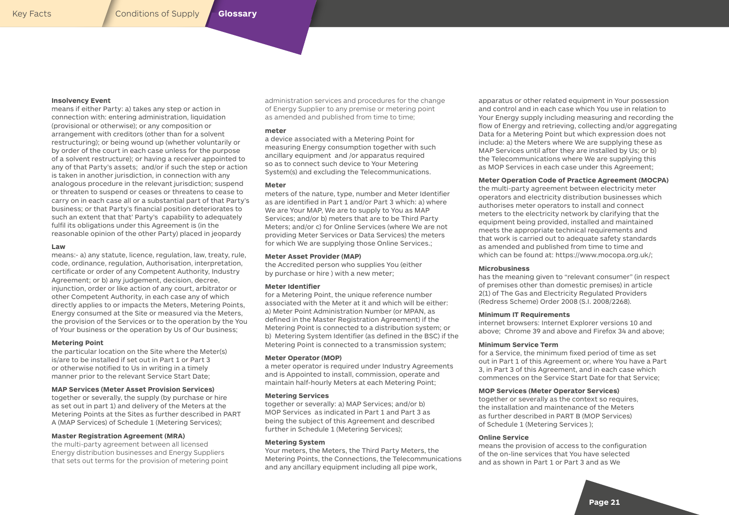**Insolvency Event**
means if either Party: a) takes any step or action in connection with: entering administration, liquidation (provisional or otherwise); or any composition or arrangement with creditors (other than for a solvent restructuring); or being wound up (whether voluntarily or by order of the court in each case unless for the purpose of a solvent restructure); or having a receiver appointed to any of that Party's assets; and/or if such the step or action is taken in another jurisdiction, in connection with any analogous procedure in the relevant jurisdiction; suspend or threaten to suspend or ceases or threatens to cease to carry on in each case all or a substantial part of that Party's business; or that Party's financial position deteriorates to such an extent that that' Party's capability to adequately fulfil its obligations under this Agreement is (in the reasonable opinion of the other Party) placed in jeopardy

**Law**
means:- a) any statute, licence, regulation, law, treaty, rule, code, ordinance, regulation, Authorisation, interpretation, certificate or order of any Competent Authority, Industry Agreement; or b) any judgement, decision, decree, injunction, order or like action of any court, arbitrator or other Competent Authority, in each case any of which directly applies to or impacts the Meters, Metering Points, Energy consumed at the Site or measured via the Meters, the provision of the Services or to the operation by the You of Your business or the operation by Us of Our business;

**Metering Point**
the particular location on the Site where the Meter(s) is/are to be installed if set out in Part 1 or Part 3 or otherwise notified to Us in writing in a timely manner prior to the relevant Service Start Date;

**MAP Services (Meter Asset Provision Services)**
together or severally, the supply (by purchase or hire as set out in part 1) and delivery of the Meters at the Metering Points at the Sites as further described in PART A (MAP Services) of Schedule 1 (Metering Services);

**Master Registration Agreement (MRA)**
the multi-party agreement between all licensed Energy distribution businesses and Energy Suppliers that sets out terms for the provision of metering point administration services and procedures for the change of Energy Supplier to any premise or metering point as amended and published from time to time;

**meter**
a device associated with a Metering Point for measuring Energy consumption together with such ancillary equipment and /or apparatus required so as to connect such device to Your Metering System(s) and excluding the Telecommunications.

**Meter**
meters of the nature, type, number and Meter Identifier as are identified in Part 1 and/or Part 3 which: a) where We are Your MAP, We are to supply to You as MAP Services; and/or b) meters that are to be Third Party Meters; and/or c) for Online Services (where We are not providing Meter Services or Data Services) the meters for which We are supplying those Online Services.;

**Meter Asset Provider (MAP)**
the Accredited person who supplies You (either by purchase or hire ) with a new meter;

**Meter Identifier**
for a Metering Point, the unique reference number associated with the Meter at it and which will be either: a) Meter Point Administration Number (or MPAN, as defined in the Master Registration Agreement) if the Metering Point is connected to a distribution system; or b) Metering System Identifier (as defined in the BSC) if the Metering Point is connected to a transmission system;

**Meter Operator (MOP)**
a meter operator is required under Industry Agreements and is Appointed to install, commission, operate and maintain half-hourly Meters at each Metering Point;

**Metering Services**
together or severally: a) MAP Services; and/or b) MOP Services as indicated in Part 1 and Part 3 as being the subject of this Agreement and described further in Schedule 1 (Metering Services);

**Metering System**
Your meters, the Meters, the Third Party Meters, the Metering Points, the Connections, the Telecommunications and any ancillary equipment including all pipe work, apparatus or other related equipment in Your possession and control and in each case which You use in relation to Your Energy supply including measuring and recording the flow of Energy and retrieving, collecting and/or aggregating Data for a Metering Point but which expression does not include: a) the Meters where We are supplying these as MAP Services until after they are installed by Us; or b) the Telecommunications where We are supplying this as MOP Services in each case under this Agreement;

**Meter Operation Code of Practice Agreement (MOCPA)**
the multi-party agreement between electricity meter operators and electricity distribution businesses which authorises meter operators to install and connect meters to the electricity network by clarifying that the equipment being provided, installed and maintained meets the appropriate technical requirements and that work is carried out to adequate safety standards as amended and published from time to time and which can be found at: https://www.mocopa.org.uk/;

**Microbusiness**
has the meaning given to "relevant consumer" (in respect of premises other than domestic premises) in article 2(1) of The Gas and Electricity Regulated Providers (Redress Scheme) Order 2008 (S.I. 2008/2268).

**Minimum IT Requirements**
internet browsers: Internet Explorer versions 10 and above; Chrome 39 and above and Firefox 34 and above;

**Minimum Service Term**
for a Service, the minimum fixed period of time as set out in Part 1 of this Agreement or, where You have a Part 3, in Part 3 of this Agreement, and in each case which commences on the Service Start Date for that Service;

**MOP Services (Meter Operator Services)**
together or severally as the context so requires, the installation and maintenance of the Meters as further described in PART B (MOP Services) of Schedule 1 (Metering Services );

**Online Service**
means the provision of access to the configuration of the on-line services that You have selected and as shown in Part 1 or Part 3 and as We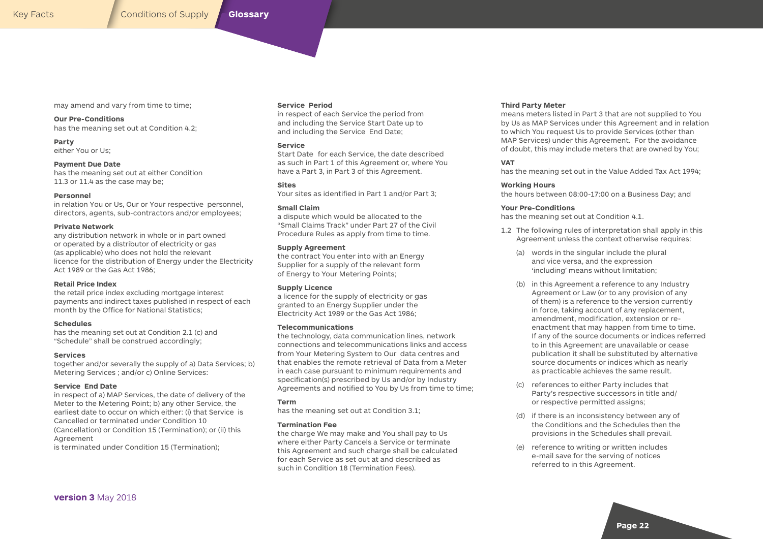may amend and vary from time to time;

**Our Pre-Conditions**
has the meaning set out at Condition 4.2;

**Party**
either You or Us;

**Payment Due Date**
has the meaning set out at either Condition 11.3 or 11.4 as the case may be;

**Personnel**
in relation You or Us, Our or Your respective personnel, directors, agents, sub-contractors and/or employees;

**Private Network**
any distribution network in whole or in part owned or operated by a distributor of electricity or gas (as applicable) who does not hold the relevant licence for the distribution of Energy under the Electricity Act 1989 or the Gas Act 1986;

**Retail Price Index**
the retail price index excluding mortgage interest payments and indirect taxes published in respect of each month by the Office for National Statistics;

**Schedules**
has the meaning set out at Condition 2.1 (c) and "Schedule" shall be construed accordingly;

**Services**
together and/or severally the supply of a) Data Services; b) Metering Services ; and/or c) Online Services:

**Service End Date**
in respect of a) MAP Services, the date of delivery of the Meter to the Metering Point; b) any other Service, the earliest date to occur on which either: (i) that Service is Cancelled or terminated under Condition 10 (Cancellation) or Condition 15 (Termination); or (ii) this Agreement
is terminated under Condition 15 (Termination);

**Service Period**
in respect of each Service the period from and including the Service Start Date up to and including the Service End Date;

**Service**
Start Date for each Service, the date described as such in Part 1 of this Agreement or, where You have a Part 3, in Part 3 of this Agreement.

**Sites**
Your sites as identified in Part 1 and/or Part 3;

**Small Claim**
a dispute which would be allocated to the "Small Claims Track" under Part 27 of the Civil Procedure Rules as apply from time to time.

**Supply Agreement**
the contract You enter into with an Energy Supplier for a supply of the relevant form of Energy to Your Metering Points;

**Supply Licence**
a licence for the supply of electricity or gas granted to an Energy Supplier under the Electricity Act 1989 or the Gas Act 1986;

**Telecommunications**
the technology, data communication lines, network connections and telecommunications links and access from Your Metering System to Our data centres and that enables the remote retrieval of Data from a Meter in each case pursuant to minimum requirements and specification(s) prescribed by Us and/or by Industry Agreements and notified to You by Us from time to time;

**Term**
has the meaning set out at Condition 3.1;

**Termination Fee**
the charge We may make and You shall pay to Us where either Party Cancels a Service or terminate this Agreement and such charge shall be calculated for each Service as set out at and described as such in Condition 18 (Termination Fees).

**Third Party Meter**
means meters listed in Part 3 that are not supplied to You by Us as MAP Services under this Agreement and in relation to which You request Us to provide Services (other than MAP Services) under this Agreement. For the avoidance of doubt, this may include meters that are owned by You;

**VAT**
has the meaning set out in the Value Added Tax Act 1994;

**Working Hours**
the hours between 08:00-17:00 on a Business Day; and

**Your Pre-Conditions**
has the meaning set out at Condition 4.1.

1.2 The following rules of interpretation shall apply in this Agreement unless the context otherwise requires:

(a) words in the singular include the plural and vice versa, and the expression 'including' means without limitation;

(b) in this Agreement a reference to any Industry Agreement or Law (or to any provision of any of them) is a reference to the version currently in force, taking account of any replacement, amendment, modification, extension or re-enactment that may happen from time to time. If any of the source documents or indices referred to in this Agreement are unavailable or cease publication it shall be substituted by alternative source documents or indices which as nearly as practicable achieves the same result.

(c) references to either Party includes that Party's respective successors in title and/ or respective permitted assigns;

(d) if there is an inconsistency between any of the Conditions and the Schedules then the provisions in the Schedules shall prevail.

(e) reference to writing or written includes e-mail save for the serving of notices referred to in this Agreement.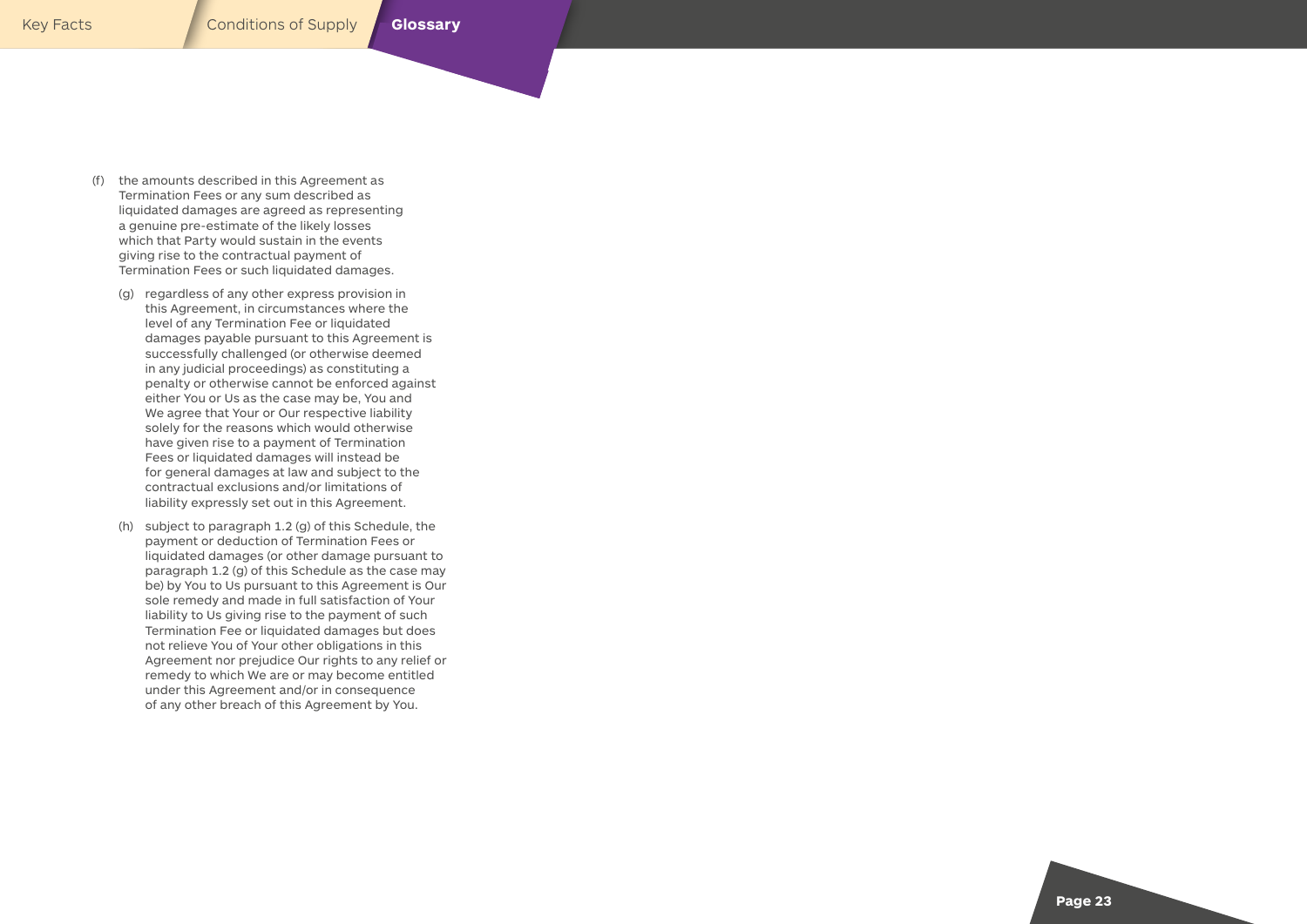(f) the amounts described in this Agreement as Termination Fees or any sum described as liquidated damages are agreed as representing a genuine pre-estimate of the likely losses which that Party would sustain in the events giving rise to the contractual payment of Termination Fees or such liquidated damages.

(g) regardless of any other express provision in this Agreement, in circumstances where the level of any Termination Fee or liquidated damages payable pursuant to this Agreement is successfully challenged (or otherwise deemed in any judicial proceedings) as constituting a penalty or otherwise cannot be enforced against either You or Us as the case may be, You and We agree that Your or Our respective liability solely for the reasons which would otherwise have given rise to a payment of Termination Fees or liquidated damages will instead be for general damages at law and subject to the contractual exclusions and/or limitations of liability expressly set out in this Agreement.

(h) subject to paragraph 1.2 (g) of this Schedule, the payment or deduction of Termination Fees or liquidated damages (or other damage pursuant to paragraph 1.2 (g) of this Schedule as the case may be) by You to Us pursuant to this Agreement is Our sole remedy and made in full satisfaction of Your liability to Us giving rise to the payment of such Termination Fee or liquidated damages but does not relieve You of Your other obligations in this Agreement nor prejudice Our rights to any relief or remedy to which We are or may become entitled under this Agreement and/or in consequence of any other breach of this Agreement by You.